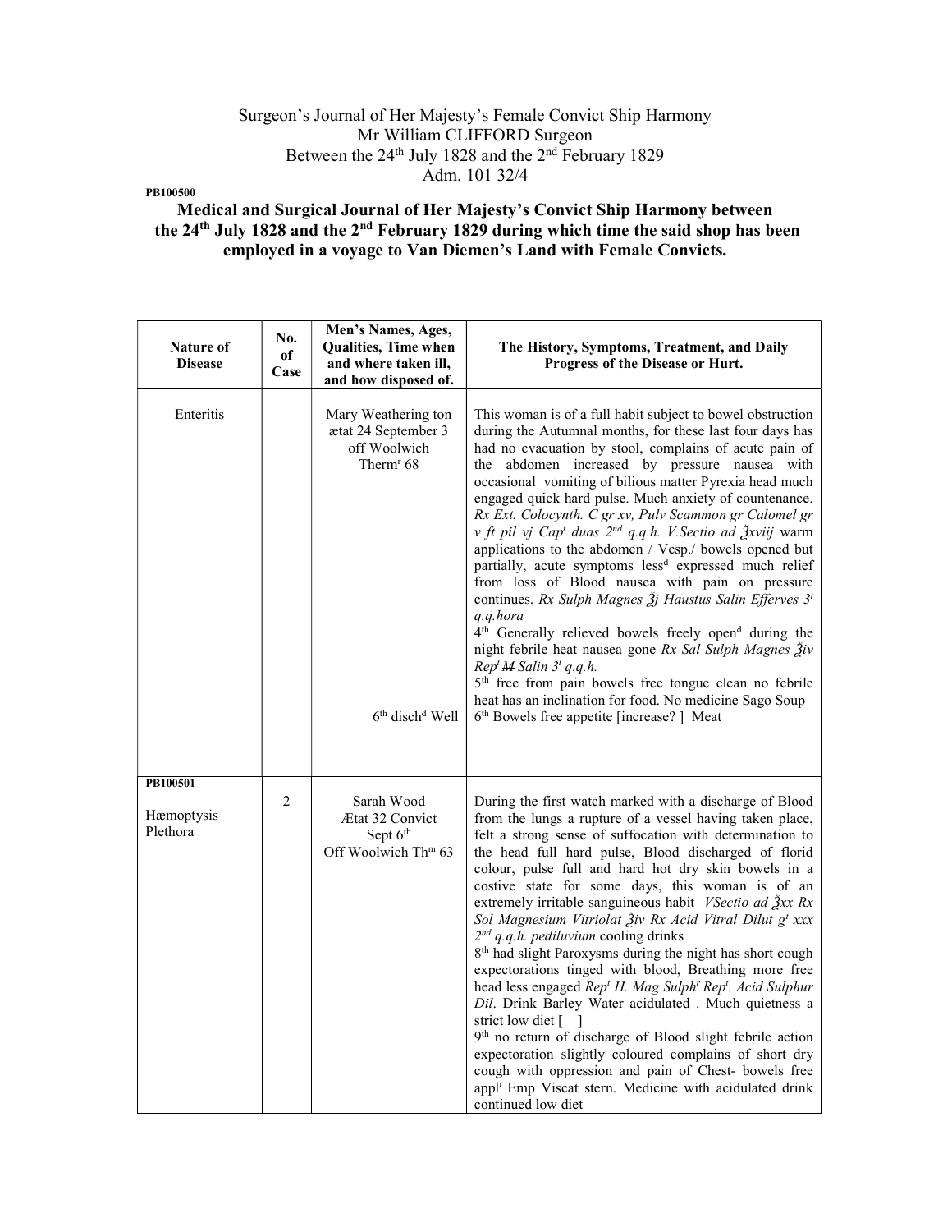Surgeon's Journal of Her Majesty's Female Convict Ship Harmony
Mr William CLIFFORD Surgeon
Between the 24th July 1828 and the 2nd February 1829
Adm. 101 32/4

**PB100500**

**Medical and Surgical Journal of Her Majesty's Convict Ship Harmony between the 24th July 1828 and the 2nd February 1829 during which time the said shop has been employed in a voyage to Van Diemen's Land with Female Convicts.**

| Nature of Disease | No. of Case | Men's Names, Ages, Qualities, Time when and where taken ill, and how disposed of. | The History, Symptoms, Treatment, and Daily Progress of the Disease or Hurt. |
|---|---|---|---|
| Enteritis | | Mary Weathering ton ætat 24 September 3 off Woolwich Therm[r] 68<br><br>6th disch[d] Well | This woman is of a full habit subject to bowel obstruction during the Autumnal months, for these last four days has had no evacuation by stool, complains of acute pain of the abdomen increased by pressure nausea with occasional vomiting of bilious matter Pyrexia head much engaged quick hard pulse. Much anxiety of countenance. *Rx Ext. Colocynth. C gr xv, Pulv Scammon gr Calomel gr v ft pil vj Cap[t] duas 2nd q.q.h. V.Sectio ad ℥xviij* warm applications to the abdomen / Vesp./ bowels opened but partially, acute symptoms less[d] expressed much relief from loss of Blood nausea with pain on pressure continues. *Rx Sulph Magnes ℥j Haustus Salin Efferves 3[t] q.q.hora*<br>4th Generally relieved bowels freely open[d] during the night febrile heat nausea gone *Rx Sal Sulph Magnes ℥iv Rep[t] ~~M~~ Salin 3[t] q.q.h.*<br>5th free from pain bowels free tongue clean no febrile heat has an inclination for food. No medicine Sago Soup<br>6th Bowels free appetite [increase? ] Meat |
| **PB100501**<br><br>Hæmoptysis Plethora | 2 | Sarah Wood Ætat 32 Convict Sept 6th Off Woolwich Th[m] 63 | During the first watch marked with a discharge of Blood from the lungs a rupture of a vessel having taken place, felt a strong sense of suffocation with determination to the head full hard pulse, Blood discharged of florid colour, pulse full and hard hot dry skin bowels in a costive state for some days, this woman is of an extremely irritable sanguineous habit *VSectio ad ℥xx Rx Sol Magnesium Vitriolat ℥iv Rx Acid Vitral Dilut g[t] xxx 2nd q.q.h. pediluvium* cooling drinks<br>8th had slight Paroxysms during the night has short cough expectorations tinged with blood, Breathing more free head less engaged *Rep[t] H. Mag Sulph[r] Rep[t]. Acid Sulphur Dil*. Drink Barley Water acidulated . Much quietness a strict low diet [ ]<br>9th no return of discharge of Blood slight febrile action expectoration slightly coloured complains of short dry cough with oppression and pain of Chest- bowels free appl[r] Emp Viscat stern. Medicine with acidulated drink continued low diet |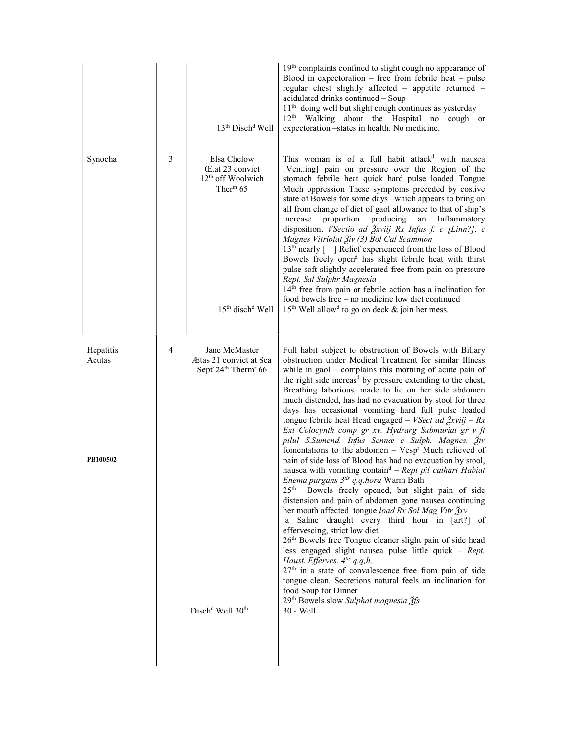| | | | |
|---|---|---|---|
| | | 13th Disch<sup>d</sup> Well | 19th complaints confined to slight cough no appearance of Blood in expectoration – free from febrile heat – pulse regular chest slightly affected – appetite returned – acidulated drinks continued – Soup<br>11th doing well but slight cough continues as yesterday<br>12th Walking about the Hospital no cough or expectoration –states in health. No medicine. |
| Synocha | 3 | Elsa Chelow<br>Œtat 23 convict<br>12th off Woolwich<br>Therm 65<br><br>15th disch<sup>d</sup> Well | This woman is of a full habit attack<sup>d</sup> with nausea [Ven..ing] pain on pressure over the Region of the stomach febrile heat quick hard pulse Tongue Much oppression These symptoms preceded by costive state of Bowels for some days –which appears to bring on all from change of diet of gaol allowance to that of ship's increase proportion producing an Inflammatory disposition. *VSectio ad ℥xviij Rx Infus f. c [Linn?]. c Magnes Vitriolat ℥iv (3) Bol Cal Scammon*<br>13th nearly [ ] Relief experienced from the loss of Blood Bowels freely open<sup>d</sup> has slight febrile heat with thirst pulse soft slightly accelerated free from pain on pressure *Rept. Sal Sulphr Magnesia*<br>14th free from pain or febrile action has a inclination for food bowels free – no medicine low diet continued<br>15th Well allow<sup>d</sup> to go on deck & join her mess. |
| Hepatitis Acutas<br><br>**PB100502** | 4 | Jane McMaster<br>Ætas 21 convict at Sea<br>Sept<sup>r</sup> 24th Therm<sup>r</sup> 66<br><br>Disch<sup>d</sup> Well 30th | Full habit subject to obstruction of Bowels with Biliary obstruction under Medical Treatment for similar Illness while in gaol – complains this morning of acute pain of the right side increas<sup>d</sup> by pressure extending to the chest, Breathing laborious, made to lie on her side abdomen much distended, has had no evacuation by stool for three days has occasional vomiting hard full pulse loaded tongue febrile heat Head engaged – *VSect ad ℥xviij – Rx Ext Colocynth comp gr xv. Hydrarg Submuriat gr v ft pilul S.Sumend. Infus Sennæ c Sulph. Magnes. ℥iv* fomentations to the abdomen – Vesp<sup>r</sup> Much relieved of pain of side loss of Blood has had no evacuation by stool, nausea with vomiting contain<sup>d</sup> – *Rept pil cathart Habiat Enema purgans 3<sup>tis</sup> q.q.hora* Warm Bath<br>25th Bowels freely opened, but slight pain of side distension and pain of abdomen gone nausea continuing her mouth affected tongue *load Rx Sol Mag Vitr ℥xv* a Saline draught every third hour in [art?] of effervescing, strict low diet<br>26th Bowels free Tongue cleaner slight pain of side head less engaged slight nausea pulse little quick – *Rept. Haust. Efferves. 4<sup>tis</sup> q,q,h,*<br>27th in a state of convalescence free from pain of side tongue clean. Secretions natural feels an inclination for food Soup for Dinner<br>29th Bowels slow *Sulphat magnesia ℥fs*<br>30 - Well |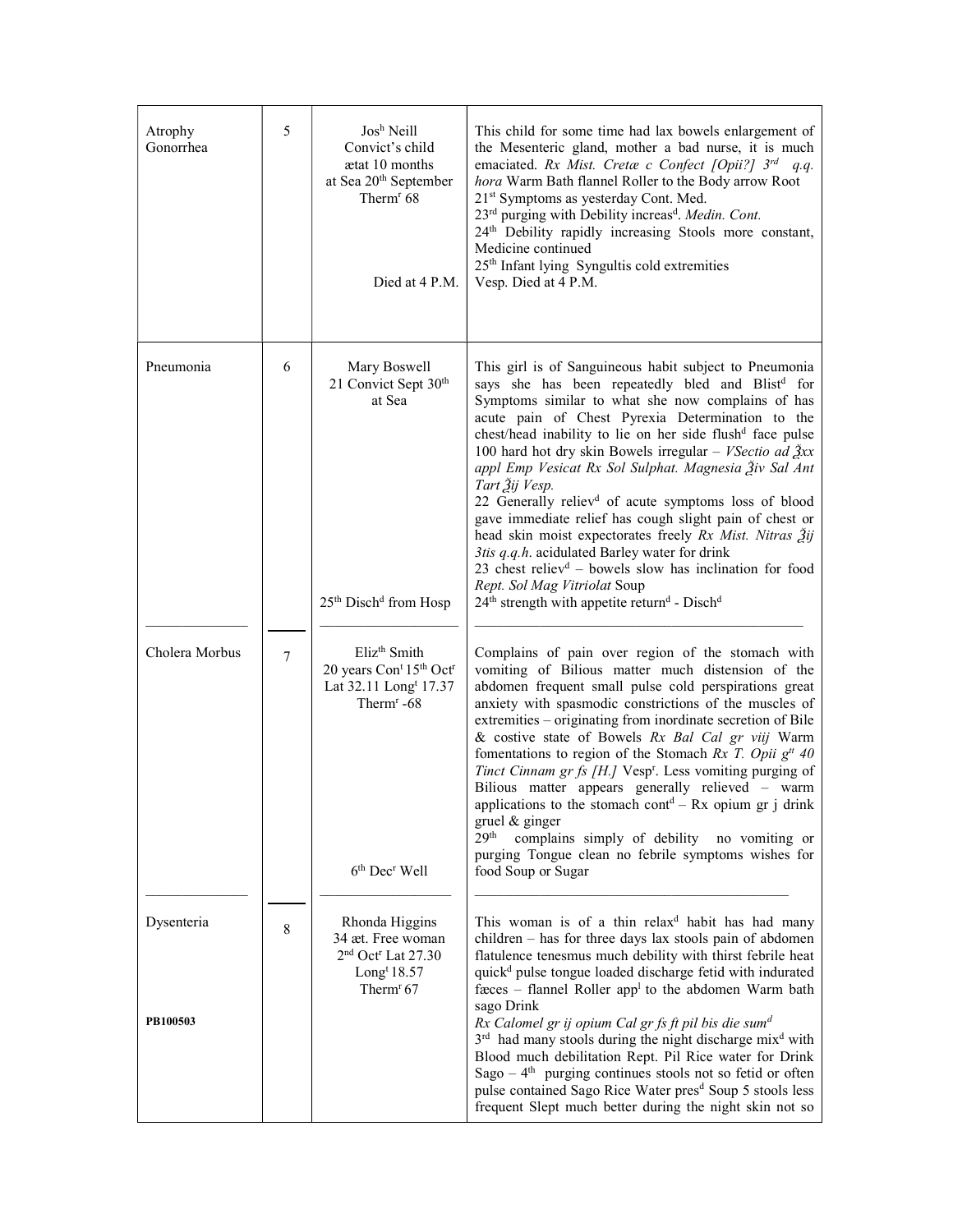| | | | |
|---|---|---|---|
| Atrophy<br>Gonorrhea | 5 | Josh Neill<br>Convict's child<br>ætat 10 months<br>at Sea 20th September<br>Thermr 68<br><br>Died at 4 P.M. | This child for some time had lax bowels enlargement of the Mesenteric gland, mother a bad nurse, it is much emaciated. *Rx Mist. Cretæ c Confect [Opii?] 3rd q.q. hora* Warm Bath flannel Roller to the Body arrow Root<br>21st Symptoms as yesterday Cont. Med.<br>23rd purging with Debility increasd. *Medin. Cont.*<br>24th Debility rapidly increasing Stools more constant, Medicine continued<br>25th Infant lying Syngultis cold extremities<br>Vesp. Died at 4 P.M. |
| Pneumonia | 6 | Mary Boswell<br>21 Convict Sept 30th<br>at Sea<br><br>25th Dischd from Hosp | This girl is of Sanguineous habit subject to Pneumonia says she has been repeatedly bled and Blistd for Symptoms similar to what she now complains of has acute pain of Chest Pyrexia Determination to the chest/head inability to lie on her side flushd face pulse 100 hard hot dry skin Bowels irregular – *VSectio ad ℥xx appl Emp Vesicat Rx Sol Sulphat. Magnesia ℥iv Sal Ant Tart ℥ij Vesp.*<br>22 Generally relievd of acute symptoms loss of blood gave immediate relief has cough slight pain of chest or head skin moist expectorates freely *Rx Mist. Nitras ℥ij 3tis q.q.h.* acidulated Barley water for drink<br>23 chest relievd – bowels slow has inclination for food *Rept. Sol Mag Vitriolat* Soup<br>24th strength with appetite returnd - Dischd |
| Cholera Morbus | 7 | Elizth Smith<br>20 years Cont 15th Octr<br>Lat 32.11 Longt 17.37<br>Thermr -68<br><br>6th Decr Well | Complains of pain over region of the stomach with vomiting of Bilious matter much distension of the abdomen frequent small pulse cold perspirations great anxiety with spasmodic constrictions of the muscles of extremities – originating from inordinate secretion of Bile & costive state of Bowels *Rx Bal Cal gr viij* Warm fomentations to region of the Stomach *Rx T. Opii gtt 40 Tinct Cinnam gr fs [H.]* Vespr. Less vomiting purging of Bilious matter appears generally relieved – warm applications to the stomach contd – Rx opium gr j drink gruel & ginger<br>29th complains simply of debility no vomiting or purging Tongue clean no febrile symptoms wishes for food Soup or Sugar |
| Dysenteria<br><br>**PB100503** | 8 | Rhonda Higgins<br>34 æt. Free woman<br>2nd Octr Lat 27.30<br>Longt 18.57<br>Thermr 67 | This woman is of a thin relaxd habit has had many children – has for three days lax stools pain of abdomen flatulence tenesmus much debility with thirst febrile heat quickd pulse tongue loaded discharge fetid with indurated fæces – flannel Roller appl to the abdomen Warm bath sago Drink<br>*Rx Calomel gr ij opium Cal gr fs ft pil bis die sumd*<br>3rd had many stools during the night discharge mixd with Blood much debilitation Rept. Pil Rice water for Drink Sago – 4th purging continues stools not so fetid or often pulse contained Sago Rice Water presd Soup 5 stools less frequent Slept much better during the night skin not so |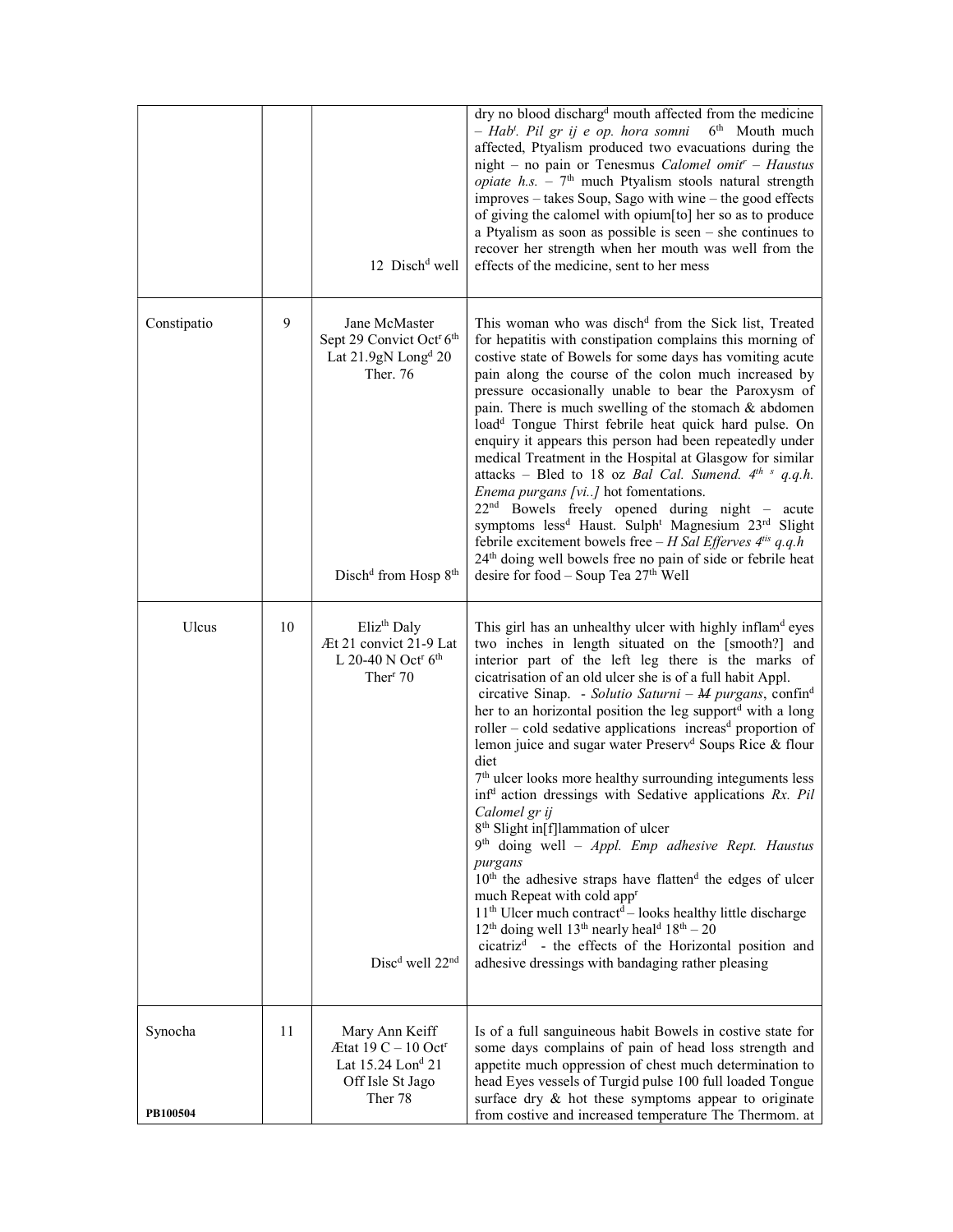| | | | |
|---|---|---|---|
| | | 12 Disch[d] well | dry no blood discharg[d] mouth affected from the medicine – *Hab[t]. Pil gr ij e op. hora somni* 6[th] Mouth much affected, Ptyalism produced two evacuations during the night – no pain or Tenesmus *Calomel omit[r] – Haustus opiate h.s.* – 7[th] much Ptyalism stools natural strength improves – takes Soup, Sago with wine – the good effects of giving the calomel with opium[to] her so as to produce a Ptyalism as soon as possible is seen – she continues to recover her strength when her mouth was well from the effects of the medicine, sent to her mess |
| Constipatio | 9 | Jane McMaster Sept 29 Convict Oct[r] 6[th] Lat 21.9gN Long[d] 20 Ther. 76<br><br>Disch[d] from Hosp 8[th] | This woman who was disch[d] from the Sick list, Treated for hepatitis with constipation complains this morning of costive state of Bowels for some days has vomiting acute pain along the course of the colon much increased by pressure occasionally unable to bear the Paroxysm of pain. There is much swelling of the stomach & abdomen load[d] Tongue Thirst febrile heat quick hard pulse. On enquiry it appears this person had been repeatedly under medical Treatment in the Hospital at Glasgow for similar attacks – Bled to 18 oz *Bal Cal. Sumend. 4[th s] q.q.h. Enema purgans [vi..]* hot fomentations.<br>22[nd] Bowels freely opened during night – acute symptoms less[d] Haust. Sulph[t] Magnesium 23[rd] Slight febrile excitement bowels free – *H Sal Efferves 4[tis] q.q.h* 24[th] doing well bowels free no pain of side or febrile heat desire for food – Soup Tea 27[th] Well |
| Ulcus | 10 | Eliz[th] Daly Æt 21 convict 21-9 Lat L 20-40 N Oct[r] 6[th] Ther[r] 70<br><br>Disc[d] well 22[nd] | This girl has an unhealthy ulcer with highly inflam[d] eyes two inches in length situated on the [smooth?] and interior part of the left leg there is the marks of cicatrisation of an old ulcer she is of a full habit Appl. circative Sinap. - *Solutio Saturni* – ~~*M*~~ *purgans*, confin[d] her to an horizontal position the leg support[d] with a long roller – cold sedative applications increas[d] proportion of lemon juice and sugar water Preserv[d] Soups Rice & flour diet<br>7[th] ulcer looks more healthy surrounding integuments less inf[d] action dressings with Sedative applications *Rx. Pil Calomel gr ij*<br>8[th] Slight in[f]lammation of ulcer<br>9[th] doing well – *Appl. Emp adhesive Rept. Haustus purgans*<br>10[th] the adhesive straps have flatten[d] the edges of ulcer much Repeat with cold app[r]<br>11[th] Ulcer much contract[d] – looks healthy little discharge<br>12[th] doing well 13[th] nearly heal[d] 18[th] – 20 cicatriz[d] - the effects of the Horizontal position and adhesive dressings with bandaging rather pleasing |
| Synocha | 11 | Mary Ann Keiff Ætat 19 C – 10 Oct[r] Lat 15.24 Lon[d] 21 Off Isle St Jago Ther 78 | Is of a full sanguineous habit Bowels in costive state for some days complains of pain of head loss strength and appetite much oppression of chest much determination to head Eyes vessels of Turgid pulse 100 full loaded Tongue surface dry & hot these symptoms appear to originate from costive and increased temperature The Thermom. at |

PB100504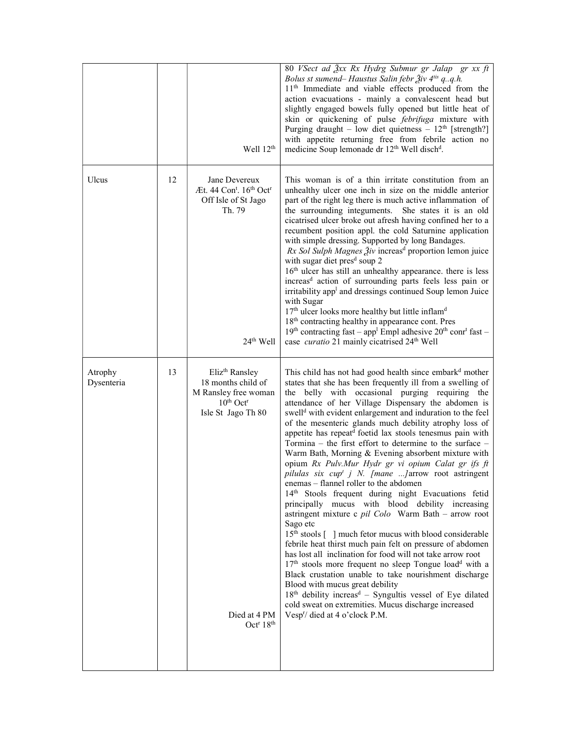| | | | |
|---|---|---|---|
| | | Well 12th | 80 *VSect ad ℥xx Rx Hydrg Submur gr Jalap gr xx ft Bolus st sumend– Haustus Salin febr ℥iv 4tis q..q.h.* 11th Immediate and viable effects produced from the action evacuations - mainly a convalescent head but slightly engaged bowels fully opened but little heat of skin or quickening of pulse *febrifuga* mixture with Purging draught – low diet quietness – 12th [strength?] with appetite returning free from febrile action no medicine Soup lemonade dr 12th Well dischd. |
| Ulcus | 12 | Jane Devereux Æt. 44 Cont. 16th Octr Off Isle of St Jago Th. 79 <br><br> 24th Well | This woman is of a thin irritate constitution from an unhealthy ulcer one inch in size on the middle anterior part of the right leg there is much active inflammation of the surrounding integuments. She states it is an old cicatrised ulcer broke out afresh having confined her to a recumbent position appl. the cold Saturnine application with simple dressing. Supported by long Bandages. *Rx Sol Sulph Magnes ℥iv* increasd proportion lemon juice with sugar diet presd soup 2 <br> 16th ulcer has still an unhealthy appearance. there is less increasd action of surrounding parts feels less pain or irritability appl and dressings continued Soup lemon Juice with Sugar <br> 17th ulcer looks more healthy but little inflamd <br> 18th contracting healthy in appearance cont. Pres <br> 19th contracting fast – appl Empl adhesive 20th conrt fast – case *curatio* 21 mainly cicatrised 24th Well |
| Atrophy Dysenteria | 13 | Elizth Ransley 18 months child of M Ransley free woman 10th Octr Isle St Jago Th 80 <br><br> Died at 4 PM Octr 18th | This child has not had good health since embarkd mother states that she has been frequently ill from a swelling of the belly with occasional purging requiring the attendance of her Village Dispensary the abdomen is swelld with evident enlargement and induration to the feel of the mesenteric glands much debility atrophy loss of appetite has repeatd foetid lax stools tenesmus pain with Tormina – the first effort to determine to the surface – Warm Bath, Morning & Evening absorbent mixture with opium *Rx Pulv.Mur Hydr gr vi opium Calat gr ifs ft pilulas six cupt j N. [mane ...]*arrow root astringent enemas – flannel roller to the abdomen <br> 14th Stools frequent during night Evacuations fetid principally mucus with blood debility increasing astringent mixture c *pil Colo* Warm Bath – arrow root Sago etc <br> 15th stools [ ] much fetor mucus with blood considerable febrile heat thirst much pain felt on pressure of abdomen has lost all inclination for food will not take arrow root <br> 17th stools more frequent no sleep Tongue loadd with a Black crustation unable to take nourishment discharge Blood with mucus great debility <br> 18th debility increasd – Syngultis vessel of Eye dilated cold sweat on extremities. Mucus discharge increased Vespr/ died at 4 o'clock P.M. |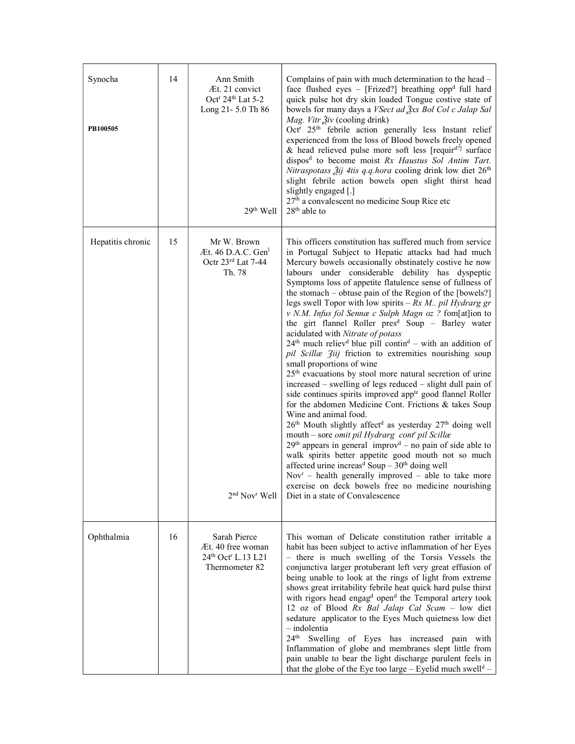| | | | |
|---|---|---|---|
| Synocha<br><br>**PB100505** | 14 | Ann Smith<br>Æt. 21 convict<br>Oct[r] 24[th] Lat 5-2<br>Long 21- 5.0 Th 86<br><br><br><br><br><br><br><br><br>29[th] Well | Complains of pain with much determination to the head – face flushed eyes – [Frized?] breathing opp[d] full hard quick pulse hot dry skin loaded Tongue costive state of bowels for many days a *VSect ad ℥xx Bol Col c Jalap Sal Mag. Vitr ℥iv* (cooling drink)<br>Oct[r] 25[th] febrile action generally less Instant relief experienced from the loss of Blood bowels freely opened & head relieved pulse more soft less [requir[d?]] surface dispos[d] to become moist *Rx Haustus Sol Antim Tart. Nitraspotass ℥ij 4tis q.q.hora* cooling drink low diet 26[th] slight febrile action bowels open slight thirst head slightly engaged [.]<br>27[th] a convalescent no medicine Soup Rice etc<br>28[th] able to |
| Hepatitis chronic | 15 | Mr W. Brown<br>Æt. 46 D.A.C. Gen[l]<br>Octr 23[rd] Lat 7-44<br>Th. 78<br><br><br><br><br><br><br><br><br><br><br><br><br><br><br><br><br><br><br><br><br><br><br>2[nd] Nov[r] Well | This officers constitution has suffered much from service in Portugal Subject to Hepatic attacks had had much Mercury bowels occasionally obstinately costive he now labours under considerable debility has dyspeptic Symptoms loss of appetite flatulence sense of fullness of the stomach – obtuse pain of the Region of the [bowels?] legs swell Topor with low spirits – *Rx M.. pil Hydrarg gr v N.M. Infus fol Sennæ c Sulph Magn oz ?* fom[at]ion to the girt flannel Roller pres[d] Soup – Barley water acidulated with *Nitrate of potass*<br>24[th] much reliev[d] blue pill contin[d] – with an addition of *pil Scillæ ʒiij* friction to extremities nourishing soup small proportions of wine<br>25[th] evacuations by stool more natural secretion of urine increased – swelling of legs reduced – slight dull pain of side continues spirits improved app[te] good flannel Roller for the abdomen Medicine Cont. Frictions & takes Soup Wine and animal food.<br>26[th] Mouth slightly affect[d] as yesterday 27[th] doing well mouth – sore *omit pil Hydrarg cont[r] pil Scillæ*<br>29[th] appears in general improv[d] – no pain of side able to walk spirits better appetite good mouth not so much affected urine increas[d] Soup – 30[th] doing well<br>Nov[r] – health generally improved – able to take more exercise on deck bowels free no medicine nourishing Diet in a state of Convalescence |
| Ophthalmia | 16 | Sarah Pierce<br>Æt. 40 free woman<br>24[th] Oct[r] L.13 L21<br>Thermometer 82 | This woman of Delicate constitution rather irritable a habit has been subject to active inflammation of her Eyes – there is much swelling of the Torsis Vessels the conjunctiva larger protuberant left very great effusion of being unable to look at the rings of light from extreme shows great irritability febrile heat quick hard pulse thirst with rigors head engag[d] open[d] the Temporal artery took 12 oz of Blood *Rx Bal Jalap Cal Scam* – low diet sedature applicator to the Eyes Much quietness low diet – indolentia<br>24[th] Swelling of Eyes has increased pain with Inflammation of globe and membranes slept little from pain unable to bear the light discharge purulent feels in that the globe of the Eye too large – Eyelid much swell[d] – |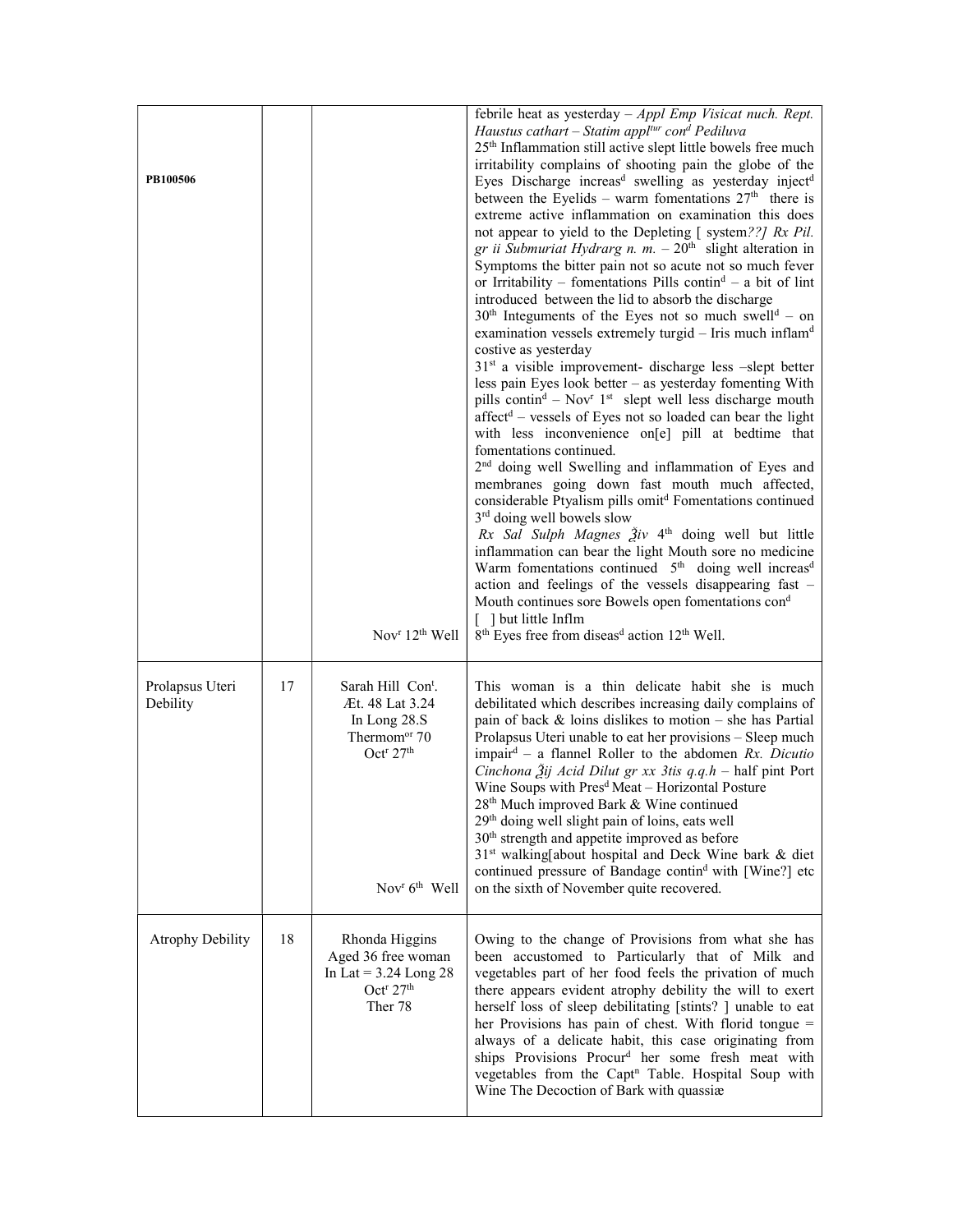| | | | |
|---|---|---|---|
| PB100506 | | Nov[r] 12[th] Well | febrile heat as yesterday – *Appl Emp Visicat nuch. Rept. Haustus cathart – Statim appl[tur] con[d] Pediluva* 25[th] Inflammation still active slept little bowels free much irritability complains of shooting pain the globe of the Eyes Discharge increas[d] swelling as yesterday inject[d] between the Eyelids – warm fomentations 27[th] there is extreme active inflammation on examination this does not appear to yield to the Depleting [ system*??] Rx Pil. gr ii Submuriat Hydrarg n. m.* – 20[th] slight alteration in Symptoms the bitter pain not so acute not so much fever or Irritability – fomentations Pills contin[d] – a bit of lint introduced between the lid to absorb the discharge 30[th] Integuments of the Eyes not so much swell[d] – on examination vessels extremely turgid – Iris much inflam[d] costive as yesterday 31[st] a visible improvement- discharge less –slept better less pain Eyes look better – as yesterday fomenting With pills contin[d] – Nov[r] 1[st] slept well less discharge mouth affect[d] – vessels of Eyes not so loaded can bear the light with less inconvenience on[e] pill at bedtime that fomentations continued. 2[nd] doing well Swelling and inflammation of Eyes and membranes going down fast mouth much affected, considerable Ptyalism pills omit[d] Fomentations continued 3[rd] doing well bowels slow *Rx Sal Sulph Magnes ℥iv* 4[th] doing well but little inflammation can bear the light Mouth sore no medicine Warm fomentations continued 5[th] doing well increas[d] action and feelings of the vessels disappearing fast – Mouth continues sore Bowels open fomentations con[d] [ ] but little Inflm 8[th] Eyes free from diseas[d] action 12[th] Well. |
| Prolapsus Uteri Debility | 17 | Sarah Hill Con[t]. Æt. 48 Lat 3.24 In Long 28.S Thermom[or] 70 Oct[r] 27[th] Nov[r] 6[th] Well | This woman is a thin delicate habit she is much debilitated which describes increasing daily complains of pain of back & loins dislikes to motion – she has Partial Prolapsus Uteri unable to eat her provisions – Sleep much impair[d] – a flannel Roller to the abdomen *Rx. Dicutio Cinchona ℥ij Acid Dilut gr xx 3tis q.q.h* – half pint Port Wine Soups with Pres[d] Meat – Horizontal Posture 28[th] Much improved Bark & Wine continued 29[th] doing well slight pain of loins, eats well 30[th] strength and appetite improved as before 31[st] walking[about hospital and Deck Wine bark & diet continued pressure of Bandage contin[d] with [Wine?] etc on the sixth of November quite recovered. |
| Atrophy Debility | 18 | Rhonda Higgins Aged 36 free woman In Lat = 3.24 Long 28 Oct[r] 27[th] Ther 78 | Owing to the change of Provisions from what she has been accustomed to Particularly that of Milk and vegetables part of her food feels the privation of much there appears evident atrophy debility the will to exert herself loss of sleep debilitating [stints? ] unable to eat her Provisions has pain of chest. With florid tongue = always of a delicate habit, this case originating from ships Provisions Procur[d] her some fresh meat with vegetables from the Capt[n] Table. Hospital Soup with Wine The Decoction of Bark with quassiæ |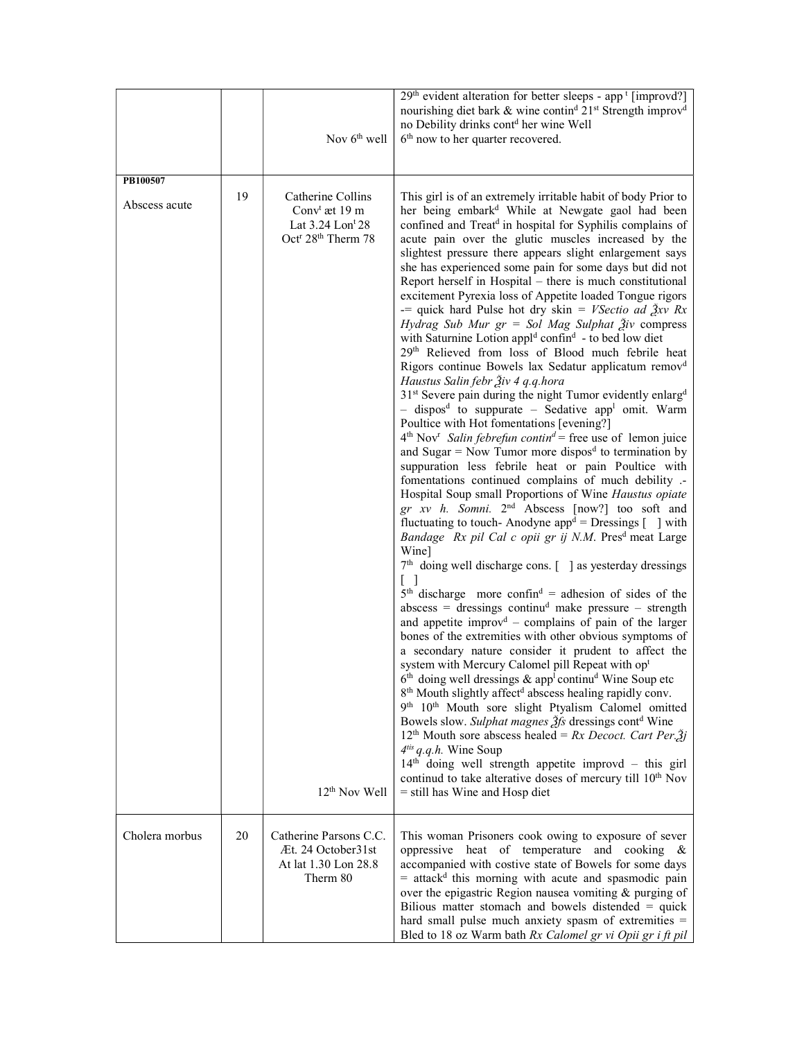| | | | |
|---|---|---|---|
| | | Nov 6th well | 29th evident alteration for better sleeps - app t [improvd?] nourishing diet bark & wine contind 21st Strength improvd no Debility drinks contd her wine Well 6th now to her quarter recovered. |
| **PB100507** Abscess acute | 19 | Catherine Collins Convt æt 19 m Lat 3.24 Lont 28 Octr 28th Therm 78 12th Nov Well | This girl is of an extremely irritable habit of body Prior to her being embarkd While at Newgate gaol had been confined and Treatd in hospital for Syphilis complains of acute pain over the glutic muscles increased by the slightest pressure there appears slight enlargement says she has experienced some pain for some days but did not Report herself in Hospital – there is much constitutional excitement Pyrexia loss of Appetite loaded Tongue rigors -= quick hard Pulse hot dry skin = *VSectio ad ℥xv Rx Hydrag Sub Mur gr = Sol Mag Sulphat ℥iv* compress with Saturnine Lotion appld confind - to bed low diet<br>29th Relieved from loss of Blood much febrile heat Rigors continue Bowels lax Sedatur applicatum removd *Haustus Salin febr ℥iv 4 q.q.hora*<br>31st Severe pain during the night Tumor evidently enlargd – disposd to suppurate – Sedative appl omit. Warm Poultice with Hot fomentations [evening?]<br>4th Novr *Salin febrefun contind* = free use of lemon juice and Sugar = Now Tumor more disposd to termination by suppuration less febrile heat or pain Poultice with fomentations continued complains of much debility .- Hospital Soup small Proportions of Wine *Haustus opiate gr xv h. Somni.* 2nd Abscess [now?] too soft and fluctuating to touch- Anodyne appd = Dressings [ ] with *Bandage Rx pil Cal c opii gr ij N.M.* Presd meat Large Wine]<br>7th doing well discharge cons. [ ] as yesterday dressings [ ]<br>5th discharge more confind = adhesion of sides of the abscess = dressings continud make pressure – strength and appetite improvd – complains of pain of the larger bones of the extremities with other obvious symptoms of a secondary nature consider it prudent to affect the system with Mercury Calomel pill Repeat with opt<br>6th doing well dressings & appl continud Wine Soup etc<br>8th Mouth slightly affectd abscess healing rapidly conv.<br>9th 10th Mouth sore slight Ptyalism Calomel omitted Bowels slow. *Sulphat magnes ℥fs* dressings contd Wine<br>12th Mouth sore abscess healed = *Rx Decoct. Cart Per.℥j 4tis q.q.h.* Wine Soup<br>14th doing well strength appetite improvd – this girl continud to take alterative doses of mercury till 10th Nov = still has Wine and Hosp diet |
| Cholera morbus | 20 | Catherine Parsons C.C. Æt. 24 October31st At lat 1.30 Lon 28.8 Therm 80 | This woman Prisoners cook owing to exposure of sever oppressive heat of temperature and cooking & accompanied with costive state of Bowels for some days = attackd this morning with acute and spasmodic pain over the epigastric Region nausea vomiting & purging of Bilious matter stomach and bowels distended = quick hard small pulse much anxiety spasm of extremities = Bled to 18 oz Warm bath *Rx Calomel gr vi Opii gr i ft pil* |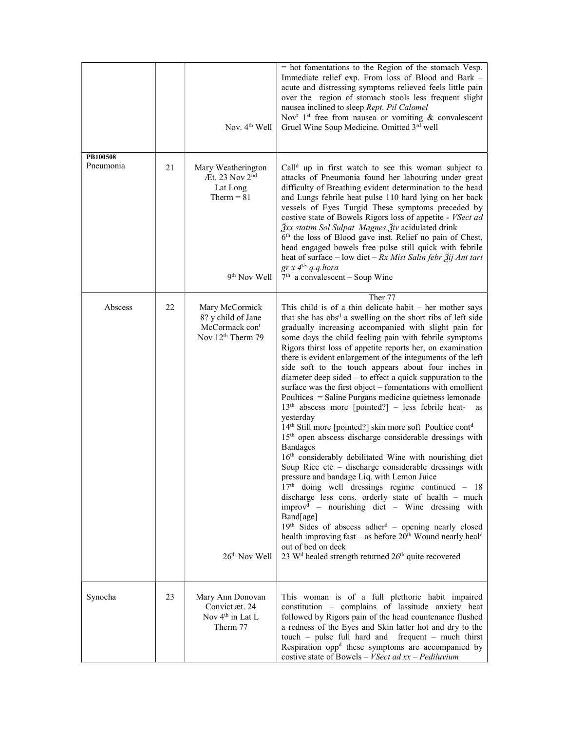| | | | |
|---|---|---|---|
| | | Nov. 4th Well | = hot fomentations to the Region of the stomach Vesp. Immediate relief exp. From loss of Blood and Bark – acute and distressing symptoms relieved feels little pain over the region of stomach stools less frequent slight nausea inclined to sleep *Rept. Pil Calomel*<br>Nov[r] 1st free from nausea or vomiting & convalescent Gruel Wine Soup Medicine. Omitted 3rd well |
| **PB100508**<br>Pneumonia | 21 | Mary Weatherington Æt. 23 Nov 2nd Lat Long Therm = 81<br><br>9th Nov Well | Call[d] up in first watch to see this woman subject to attacks of Pneumonia found her labouring under great difficulty of Breathing evident determination to the head and Lungs febrile heat pulse 110 hard lying on her back vessels of Eyes Turgid These symptoms preceded by costive state of Bowels Rigors loss of appetite - *VSect ad ℥xx statim Sol Sulpat Magnes.℥iv* acidulated drink<br>6th the loss of Blood gave inst. Relief no pain of Chest, head engaged bowels free pulse still quick with febrile heat of surface – low diet – *Rx Mist Salin febr ℥ij Ant tart gr x 4tis q.q.hora*<br>7th a convalescent – Soup Wine |
| Abscess | 22 | Mary McCormick 8? y child of Jane McCormack con[t] Nov 12th Therm 79<br><br>26th Nov Well | Ther 77<br>This child is of a thin delicate habit – her mother says that she has obs[d] a swelling on the short ribs of left side gradually increasing accompanied with slight pain for some days the child feeling pain with febrile symptoms Rigors thirst loss of appetite reports her, on examination there is evident enlargement of the integuments of the left side soft to the touch appears about four inches in diameter deep sided – to effect a quick suppuration to the surface was the first object – fomentations with emollient Poultices = Saline Purgans medicine quietness lemonade<br>13th abscess more [pointed?] – less febrile heat- as yesterday<br>14th Still more [pointed?] skin more soft Poultice cont[d]<br>15th open abscess discharge considerable dressings with Bandages<br>16th considerably debilitated Wine with nourishing diet Soup Rice etc – discharge considerable dressings with pressure and bandage Liq. with Lemon Juice<br>17th doing well dressings regime continued – 18 discharge less cons. orderly state of health – much improv[d] – nourishing diet – Wine dressing with Band[age]<br>19th Sides of abscess adher[d] – opening nearly closed health improving fast – as before 20th Wound nearly heal[d] out of bed on deck<br>23 W[d] healed strength returned 26th quite recovered |
| Synocha | 23 | Mary Ann Donovan Convict æt. 24 Nov 4th in Lat L Therm 77 | This woman is of a full plethoric habit impaired constitution – complains of lassitude anxiety heat followed by Rigors pain of the head countenance flushed a redness of the Eyes and Skin latter hot and dry to the touch – pulse full hard and frequent – much thirst Respiration opp[d] these symptoms are accompanied by costive state of Bowels – *VSect ad xx – Pediluvium* |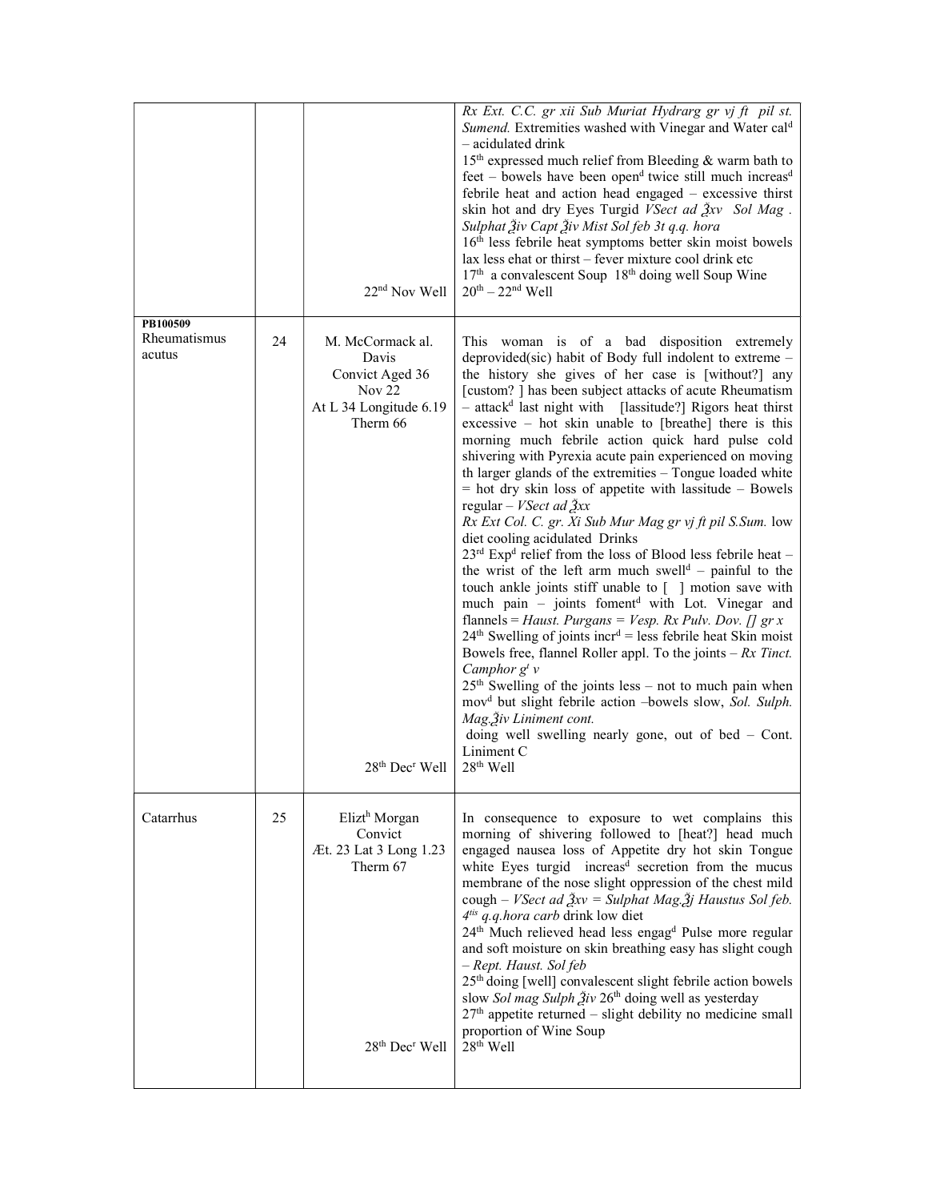| | | | |
|---|---|---|---|
| | | 22nd Nov Well | *Rx Ext. C.C. gr xii Sub Muriat Hydrarg gr vj ft pil st. Sumend.* Extremities washed with Vinegar and Water cal[d] – acidulated drink<br>15th expressed much relief from Bleeding & warm bath to feet – bowels have been open[d] twice still much increas[d] febrile heat and action head engaged – excessive thirst skin hot and dry Eyes Turgid *VSect ad ℥xv Sol Mag . Sulphat ℥iv Capt ℥iv Mist Sol feb 3t q.q. hora*<br>16th less febrile heat symptoms better skin moist bowels lax less ehat or thirst – fever mixture cool drink etc<br>17th a convalescent Soup 18th doing well Soup Wine<br>20th – 22nd Well |
| **PB100509**<br>Rheumatismus acutus | 24 | M. McCormack al. Davis<br>Convict Aged 36<br>Nov 22<br>At L 34 Longitude 6.19<br>Therm 66<br><br>28th Dec[r] Well | This woman is of a bad disposition extremely deprovided(sic) habit of Body full indolent to extreme – the history she gives of her case is [without?] any [custom? ] has been subject attacks of acute Rheumatism – attack[d] last night with [lassitude?] Rigors heat thirst excessive – hot skin unable to [breathe] there is this morning much febrile action quick hard pulse cold shivering with Pyrexia acute pain experienced on moving th larger glands of the extremities – Tongue loaded white = hot dry skin loss of appetite with lassitude – Bowels regular – *VSect ad ℥xx*<br>*Rx Ext Col. C. gr. Xi Sub Mur Mag gr vj ft pil S.Sum.* low diet cooling acidulated Drinks<br>23rd Exp[d] relief from the loss of Blood less febrile heat – the wrist of the left arm much swell[d] – painful to the touch ankle joints stiff unable to [ ] motion save with much pain – joints foment[d] with Lot. Vinegar and flannels = *Haust. Purgans = Vesp. Rx Pulv. Dov. [] gr x*<br>24th Swelling of joints incr[d] = less febrile heat Skin moist Bowels free, flannel Roller appl. To the joints – *Rx Tinct. Camphor g[t] v*<br>25th Swelling of the joints less – not to much pain when mov[d] but slight febrile action –bowels slow, *Sol. Sulph. Mag.℥iv Liniment cont.*<br>doing well swelling nearly gone, out of bed – Cont. Liniment C<br>28th Well |
| Catarrhus | 25 | Elizt[h] Morgan<br>Convict<br>Æt. 23 Lat 3 Long 1.23<br>Therm 67<br><br>28th Dec[r] Well | In consequence to exposure to wet complains this morning of shivering followed to [heat?] head much engaged nausea loss of Appetite dry hot skin Tongue white Eyes turgid increas[d] secretion from the mucus membrane of the nose slight oppression of the chest mild cough – *VSect ad ℥xv = Sulphat Mag.℥j Haustus Sol feb. 4[tis] q.q.hora carb* drink low diet<br>24th Much relieved head less engag[d] Pulse more regular and soft moisture on skin breathing easy has slight cough – *Rept. Haust. Sol feb*<br>25th doing [well] convalescent slight febrile action bowels slow *Sol mag Sulph ℥iv* 26th doing well as yesterday<br>27th appetite returned – slight debility no medicine small proportion of Wine Soup<br>28th Well |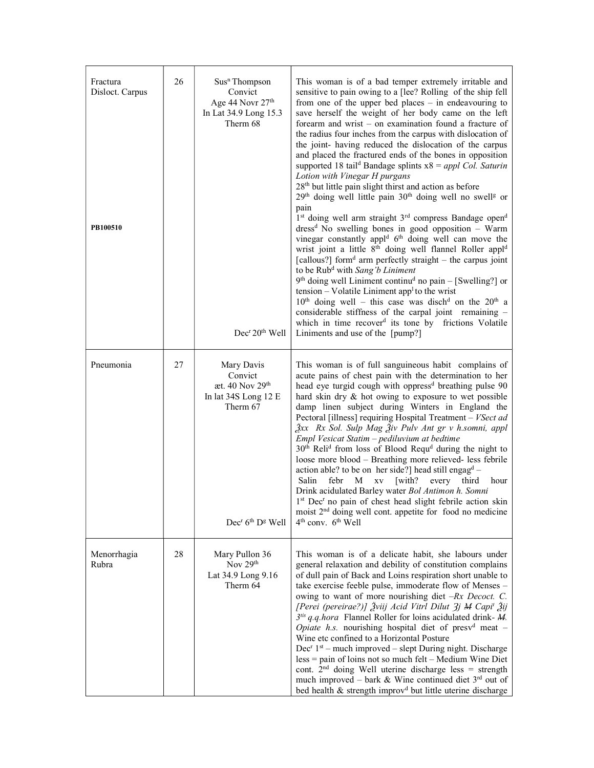| | | | |
|---|---|---|---|
| Fractura Disloct. Carpus<br><br>PB100510 | 26 | Sus[n] Thompson<br>Convict<br>Age 44 Novr 27[th]<br>In Lat 34.9 Long 15.3<br>Therm 68<br><br>Dec[r] 20[th] Well | This woman is of a bad temper extremely irritable and sensitive to pain owing to a [lee? Rolling of the ship fell from one of the upper bed places – in endeavouring to save herself the weight of her body came on the left forearm and wrist – on examination found a fracture of the radius four inches from the carpus with dislocation of the joint- having reduced the dislocation of the carpus and placed the fractured ends of the bones in opposition supported 18 tail[d] Bandage splints x8 = *appl Col. Saturin Lotion with Vinegar H purgans*<br>28[th] but little pain slight thirst and action as before<br>29[th] doing well little pain 30[th] doing well no swell[g] or pain<br>1[st] doing well arm straight 3[rd] compress Bandage open[d] dress[d] No swelling bones in good opposition – Warm vinegar constantly appl[d] 6[th] doing well can move the wrist joint a little 8[th] doing well flannel Roller appl[d] [callous?] form[d] arm perfectly straight – the carpus joint to be Rub[d] with *Sang'b Liniment*<br>9[th] doing well Liniment continu[d] no pain – [Swelling?] or tension – Volatile Liniment app[l] to the wrist<br>10[th] doing well – this case was disch[d] on the 20[th] a considerable stiffness of the carpal joint remaining – which in time recover[d] its tone by frictions Volatile Liniments and use of the [pump?] |
| Pneumonia | 27 | Mary Davis<br>Convict<br>æt. 40 Nov 29[th]<br>In lat 34S Long 12 E<br>Therm 67<br><br>Dec[r] 6[th] D[g] Well | This woman is of full sanguineous habit complains of acute pains of chest pain with the determination to her head eye turgid cough with oppress[d] breathing pulse 90 hard skin dry & hot owing to exposure to wet possible damp linen subject during Winters in England the Pectoral [illness] requiring Hospital Treatment – *VSect ad ℥xx Rx Sol. Sulp Mag ℥iv Pulv Ant gr v h.somni, appl Empl Vesicat Statim – pediluvium at bedtime*<br>30[th] Reli[d] from loss of Blood Requ[d] during the night to loose more blood – Breathing more relieved- less febrile action able? to be on her side?] head still engag[d] –<br>Salin febr M xv [with? every third hour Drink acidulated Barley water *Bol Antimon h. Somni*<br>1[st] Dec[r] no pain of chest head slight febrile action skin moist 2[nd] doing well cont. appetite for food no medicine 4[th] conv. 6[th] Well |
| Menorrhagia Rubra | 28 | Mary Pullon 36<br>Nov 29[th]<br>Lat 34.9 Long 9.16<br>Therm 64 | This woman is of a delicate habit, she labours under general relaxation and debility of constitution complains of dull pain of Back and Loins respiration short unable to take exercise feeble pulse, immoderate flow of Menses – owing to want of more nourishing diet –*Rx Decoct. C. [Perei (pereirae?)] ℥viij Acid Vitrl Dilut ʒj M Capi[t] ℥ij 3[tis] q.q.hora* Flannel Roller for loins acidulated drink- *M. Opiate h.s.* nourishing hospital diet of presv[d] meat – Wine etc confined to a Horizontal Posture<br>Dec[r] 1[st] – much improved – slept During night. Discharge less = pain of loins not so much felt – Medium Wine Diet cont. 2[nd] doing Well uterine discharge less = strength much improved – bark & Wine continued diet 3[rd] out of bed health & strength improv[d] but little uterine discharge |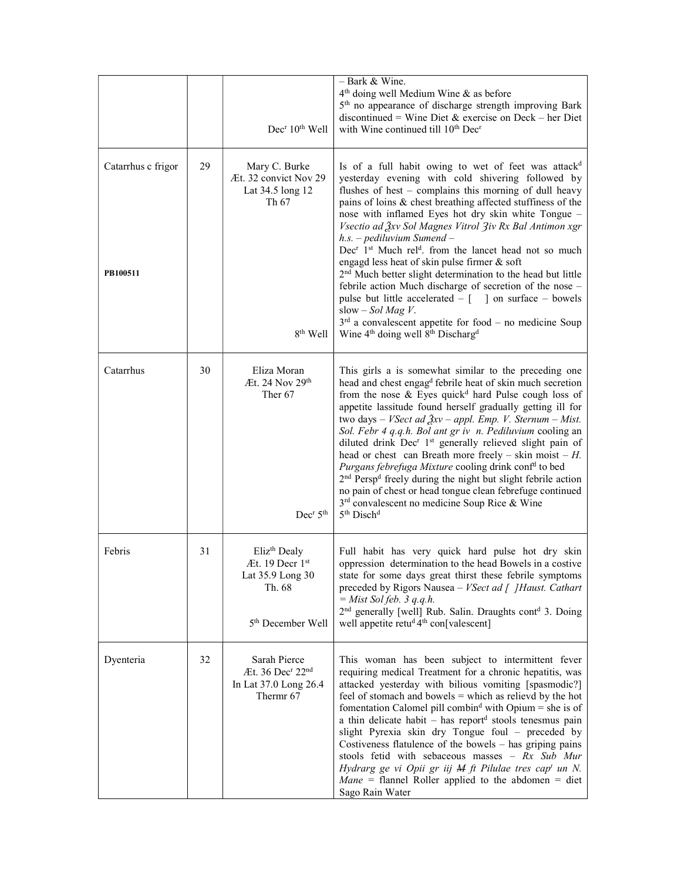| | | | |
|---|---|---|---|
| | | Dec[r] 10[th] Well | – Bark & Wine.<br>4[th] doing well Medium Wine & as before<br>5[th] no appearance of discharge strength improving Bark discontinued = Wine Diet & exercise on Deck – her Diet with Wine continued till 10[th] Dec[r] |
| Catarrhus c frigor<br><br>PB100511 | 29 | Mary C. Burke<br>Æt. 32 convict Nov 29<br>Lat 34.5 long 12<br>Th 67<br><br>8[th] Well | Is of a full habit owing to wet of feet was attack[d] yesterday evening with cold shivering followed by flushes of hest – complains this morning of dull heavy pains of loins & chest breathing affected stuffiness of the nose with inflamed Eyes hot dry skin white Tongue – *Vsectio ad ℥xv Sol Magnes Vitrol ℨiv Rx Bal Antimon xgr h.s. – pediluvium Sumend –*<br>Dec[r] 1[st] Much rel[d]. from the lancet head not so much engagd less heat of skin pulse firmer & soft<br>2[nd] Much better slight determination to the head but little febrile action Much discharge of secretion of the nose – pulse but little accelerated – [ ] on surface – bowels slow – *Sol Mag V*.<br>3[rd] a convalescent appetite for food – no medicine Soup Wine 4[th] doing well 8[th] Discharg[d] |
| Catarrhus | 30 | Eliza Moran<br>Æt. 24 Nov 29[th]<br>Ther 67<br><br>Dec[r] 5[th] | This girls a is somewhat similar to the preceding one head and chest engag[d] febrile heat of skin much secretion from the nose & Eyes quick[d] hard Pulse cough loss of appetite lassitude found herself gradually getting ill for two days – *VSect ad ℥xv – appl. Emp. V. Sternum – Mist. Sol. Febr 4 q.q.h. Bol ant gr iv n. Pediluvium* cooling an diluted drink Dec[r] 1[st] generally relieved slight pain of head or chest can Breath more freely – skin moist – *H. Purgans febrefuga Mixture* cooling drink conf[d] to bed<br>2[nd] Persp[d] freely during the night but slight febrile action no pain of chest or head tongue clean febrefuge continued<br>3[rd] convalescent no medicine Soup Rice & Wine<br>5[th] Disch[d] |
| Febris | 31 | Eliz[th] Dealy<br>Æt. 19 Decr 1[st]<br>Lat 35.9 Long 30<br>Th. 68<br><br>5[th] December Well | Full habit has very quick hard pulse hot dry skin oppression determination to the head Bowels in a costive state for some days great thirst these febrile symptoms preceded by Rigors Nausea – *VSect ad [ ]Haust. Cathart = Mist Sol feb. 3 q.q.h.*<br>2[nd] generally [well] Rub. Salin. Draughts cont[d] 3. Doing well appetite retu[d] 4[th] con[valescent] |
| Dyenteria | 32 | Sarah Pierce<br>Æt. 36 Dec[r] 22[nd]<br>In Lat 37.0 Long 26.4<br>Thermr 67 | This woman has been subject to intermittent fever requiring medical Treatment for a chronic hepatitis, was attacked yesterday with bilious vomiting [spasmodic?] feel of stomach and bowels = which as relievd by the hot fomentation Calomel pill combin[d] with Opium = she is of a thin delicate habit – has report[d] stools tenesmus pain slight Pyrexia skin dry Tongue foul – preceded by Costiveness flatulence of the bowels – has griping pains stools fetid with sebaceous masses – *Rx Sub Mur Hydrarg ge vi Opii gr iij ~~M~~ ft Pilulae tres cap[t] un N. Mane* = flannel Roller applied to the abdomen = diet Sago Rain Water |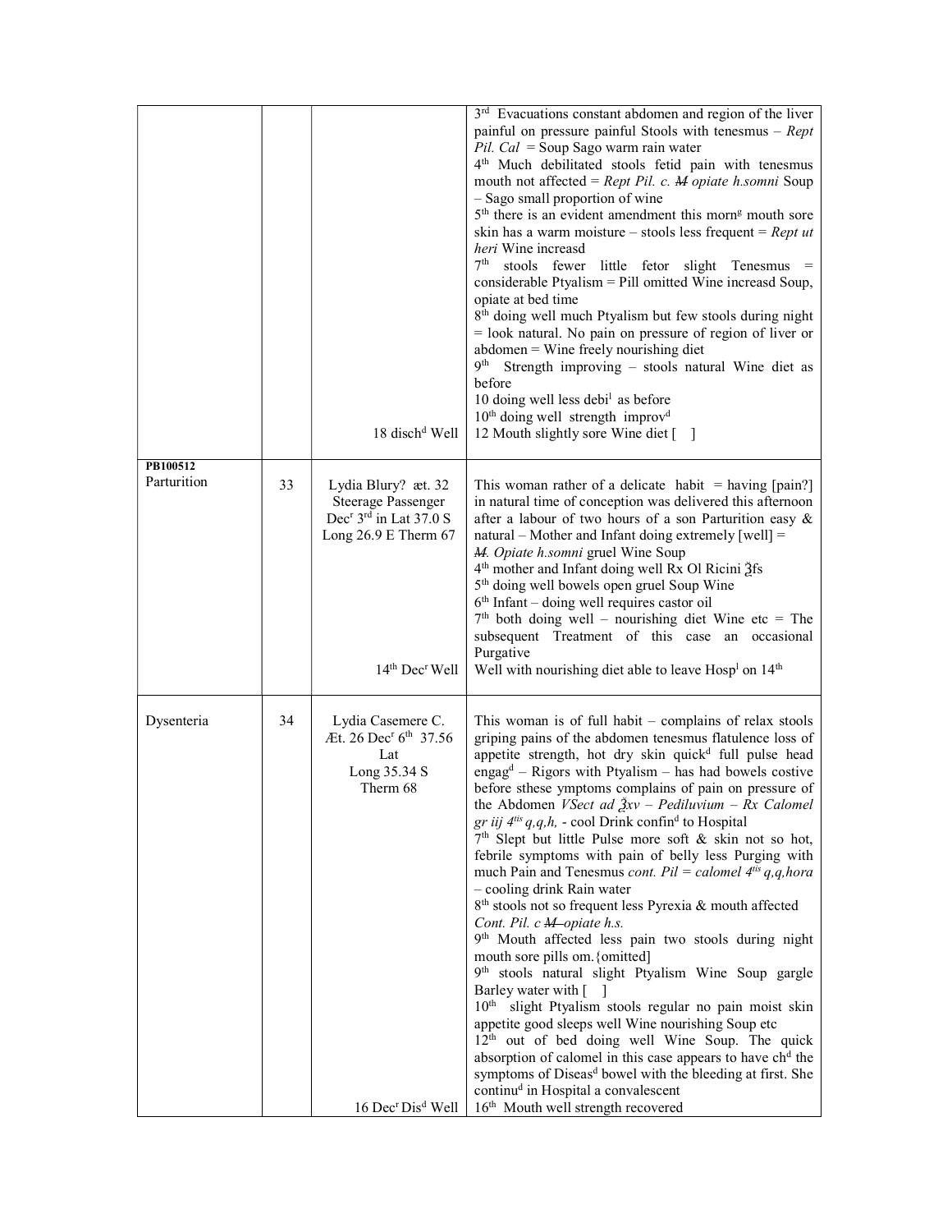| | | | |
|---|---|---|---|
| | | 18 disch[d] Well | 3[rd] Evacuations constant abdomen and region of the liver painful on pressure painful Stools with tenesmus – *Rept Pil. Cal* = Soup Sago warm rain water<br>4[th] Much debilitated stools fetid pain with tenesmus mouth not affected = *Rept Pil. c. ~~M~~ opiate h.somni* Soup – Sago small proportion of wine<br>5[th] there is an evident amendment this morn[g] mouth sore skin has a warm moisture – stools less frequent = *Rept ut heri* Wine increasd<br>7[th] stools fewer little fetor slight Tenesmus = considerable Ptyalism = Pill omitted Wine increasd Soup, opiate at bed time<br>8[th] doing well much Ptyalism but few stools during night = look natural. No pain on pressure of region of liver or abdomen = Wine freely nourishing diet<br>9[th] Strength improving – stools natural Wine diet as before<br>10 doing well less debi[l] as before<br>10[th] doing well strength improv[d]<br>12 Mouth slightly sore Wine diet [ ] |
| **PB100512**<br>Parturition | 33 | Lydia Blury? æt. 32<br>Steerage Passenger<br>Dec[r] 3[rd] in Lat 37.0 S<br>Long 26.9 E Therm 67<br><br>14[th] Dec[r] Well | This woman rather of a delicate habit = having [pain?] in natural time of conception was delivered this afternoon after a labour of two hours of a son Parturition easy & natural – Mother and Infant doing extremely [well] = *~~M~~. Opiate h.somni* gruel Wine Soup<br>4[th] mother and Infant doing well Rx Ol Ricini ℥fs<br>5[th] doing well bowels open gruel Soup Wine<br>6[th] Infant – doing well requires castor oil<br>7[th] both doing well – nourishing diet Wine etc = The subsequent Treatment of this case an occasional Purgative<br>Well with nourishing diet able to leave Hosp[l] on 14[th] |
| Dysenteria | 34 | Lydia Casemere C.<br>Æt. 26 Dec[r] 6[th] 37.56 Lat<br>Long 35.34 S<br>Therm 68<br><br>16 Dec[r] Dis[d] Well | This woman is of full habit – complains of relax stools griping pains of the abdomen tenesmus flatulence loss of appetite strength, hot dry skin quick[d] full pulse head engag[d] – Rigors with Ptyalism – has had bowels costive before sthese ymptoms complains of pain on pressure of the Abdomen *VSect ad ℥xv – Pediluvium – Rx Calomel gr iij 4[tis] q,q,h,* - cool Drink confin[d] to Hospital<br>7[th] Slept but little Pulse more soft & skin not so hot, febrile symptoms with pain of belly less Purging with much Pain and Tenesmus *cont. Pil = calomel 4[tis] q,q,hora* – cooling drink Rain water<br>8[th] stools not so frequent less Pyrexia & mouth affected *Cont. Pil. c ~~M~~ opiate h.s.*<br>9[th] Mouth affected less pain two stools during night mouth sore pills om.{omitted]<br>9[th] stools natural slight Ptyalism Wine Soup gargle Barley water with [ ]<br>10[th] slight Ptyalism stools regular no pain moist skin appetite good sleeps well Wine nourishing Soup etc<br>12[th] out of bed doing well Wine Soup. The quick absorption of calomel in this case appears to have ch[d] the symptoms of Diseas[d] bowel with the bleeding at first. She continu[d] in Hospital a convalescent<br>16[th] Mouth well strength recovered |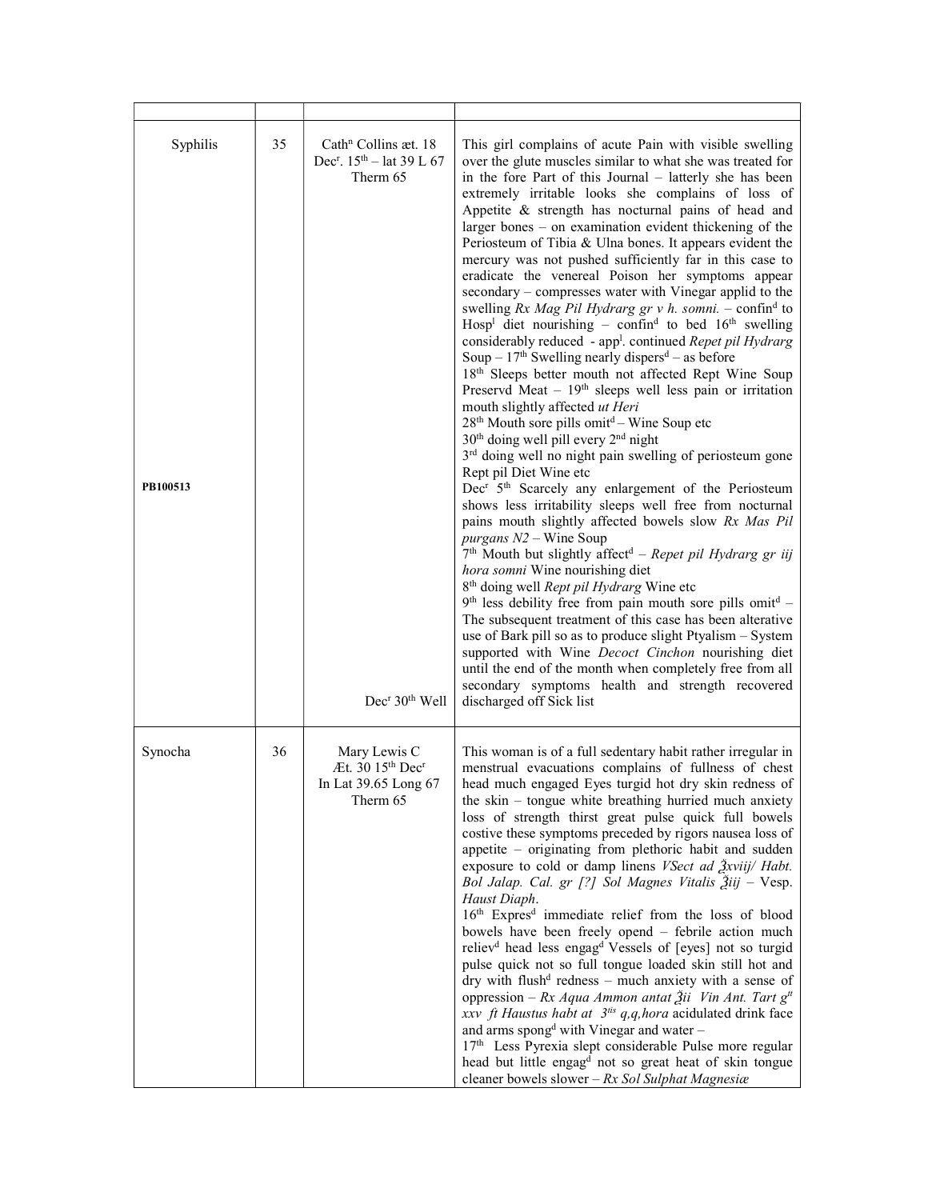| | | | |
|---|---|---|---|
| Syphilis<br><br><br><br><br><br><br><br><br><br><br><br><br><br><br><br><br><br><br><br>**PB100513** | 35 | Cath[n] Collins æt. 18 Dec[r]. 15[th] – lat 39 L 67 Therm 65<br><br><br><br><br><br><br><br><br><br><br><br><br><br><br><br><br><br><br><br><br><br><br><br><br><br><br><br><br><br><br><br><br><br><br><br>Dec[r] 30[th] Well | This girl complains of acute Pain with visible swelling over the glute muscles similar to what she was treated for in the fore Part of this Journal – latterly she has been extremely irritable looks she complains of loss of Appetite & strength has nocturnal pains of head and larger bones – on examination evident thickening of the Periosteum of Tibia & Ulna bones. It appears evident the mercury was not pushed sufficiently far in this case to eradicate the venereal Poison her symptoms appear secondary – compresses water with Vinegar applid to the swelling *Rx Mag Pil Hydrarg gr v h. somni.* – confin[d] to Hosp[l] diet nourishing – confin[d] to bed 16[th] swelling considerably reduced - app[l]. continued *Repet pil Hydrarg* Soup – 17[th] Swelling nearly dispers[d] – as before<br>18[th] Sleeps better mouth not affected Rept Wine Soup Preservd Meat – 19[th] sleeps well less pain or irritation mouth slightly affected *ut Heri*<br>28[th] Mouth sore pills omit[d] – Wine Soup etc<br>30[th] doing well pill every 2[nd] night<br>3[rd] doing well no night pain swelling of periosteum gone Rept pil Diet Wine etc<br>Dec[r] 5[th] Scarcely any enlargement of the Periosteum shows less irritability sleeps well free from nocturnal pains mouth slightly affected bowels slow *Rx Mas Pil purgans N2* – Wine Soup<br>7[th] Mouth but slightly affect[d] – *Repet pil Hydrarg gr iij hora somni* Wine nourishing diet<br>8[th] doing well *Rept pil Hydrarg* Wine etc<br>9[th] less debility free from pain mouth sore pills omit[d] – The subsequent treatment of this case has been alterative use of Bark pill so as to produce slight Ptyalism – System supported with Wine *Decoct Cinchon* nourishing diet until the end of the month when completely free from all secondary symptoms health and strength recovered discharged off Sick list |
| Synocha | 36 | Mary Lewis C Æt. 30 15[th] Dec[r] In Lat 39.65 Long 67 Therm 65 | This woman is of a full sedentary habit rather irregular in menstrual evacuations complains of fullness of chest head much engaged Eyes turgid hot dry skin redness of the skin – tongue white breathing hurried much anxiety loss of strength thirst great pulse quick full bowels costive these symptoms preceded by rigors nausea loss of appetite – originating from plethoric habit and sudden exposure to cold or damp linens *VSect ad ℥xviij/ Habt. Bol Jalap. Cal. gr [?] Sol Magnes Vitalis ℥iij* – Vesp. *Haust Diaph*.<br>16[th] Expres[d] immediate relief from the loss of blood bowels have been freely opend – febrile action much reliev[d] head less engag[d] Vessels of [eyes] not so turgid pulse quick not so full tongue loaded skin still hot and dry with flush[d] redness – much anxiety with a sense of oppression – *Rx Aqua Ammon antat ℥ii Vin Ant. Tart g[tt] xxv ft Haustus habt at 3[tis] q,q,hora* acidulated drink face and arms spong[d] with Vinegar and water –<br>17[th] Less Pyrexia slept considerable Pulse more regular head but little engag[d] not so great heat of skin tongue cleaner bowels slower – *Rx Sol Sulphat Magnesiæ* |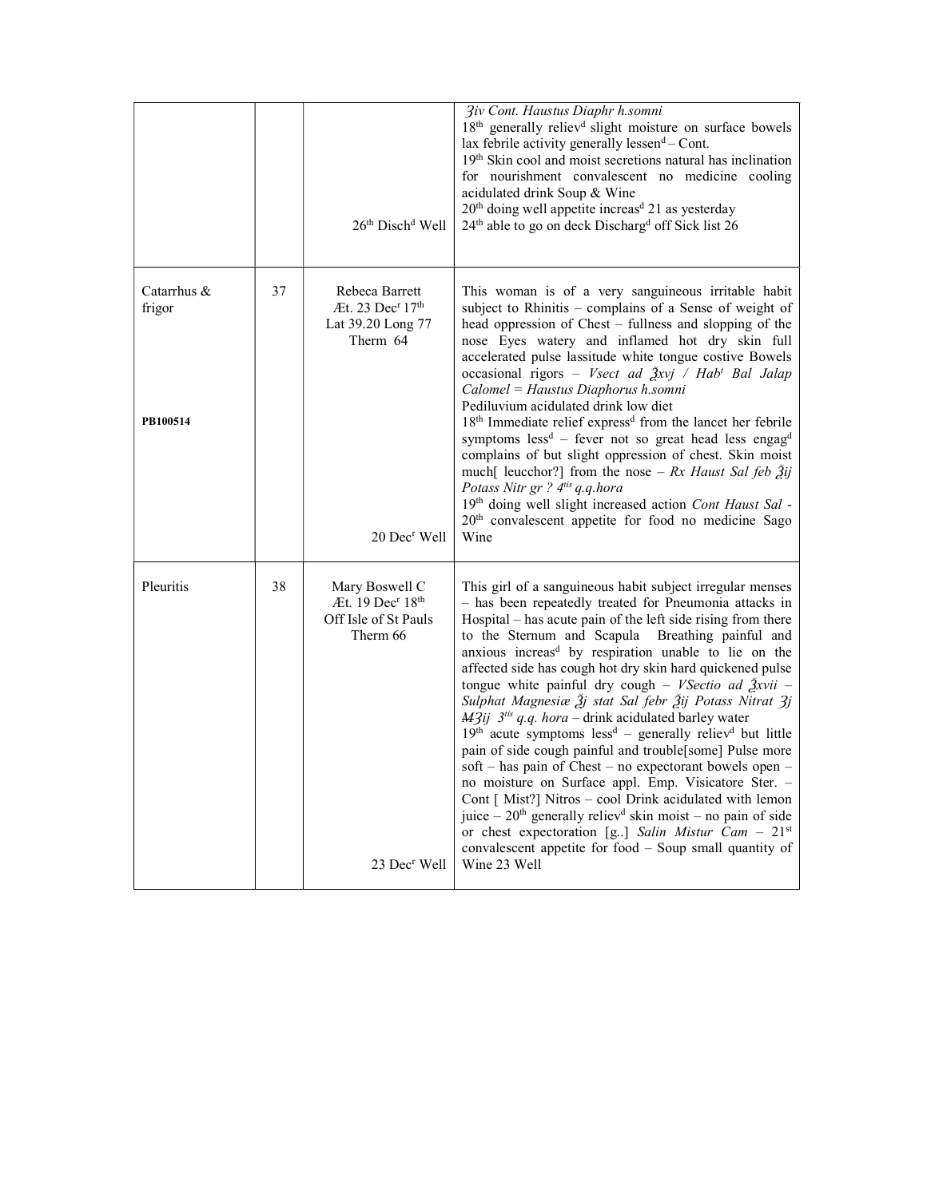| | | | |
|---|---|---|---|
| | | 26th Disch[d] Well | ʒiv Cont. Haustus Diaphr h.somni<br>18th generally reliev[d] slight moisture on surface bowels lax febrile activity generally lessen[d] – Cont.<br>19th Skin cool and moist secretions natural has inclination for nourishment convalescent no medicine cooling acidulated drink Soup & Wine<br>20th doing well appetite increas[d] 21 as yesterday<br>24th able to go on deck Discharg[d] off Sick list 26 |
| Catarrhus & frigor<br><br>**PB100514** | 37 | Rebeca Barrett<br>Æt. 23 Dec[r] 17th<br>Lat 39.20 Long 77<br>Therm 64<br><br>20 Dec[r] Well | This woman is of a very sanguineous irritable habit subject to Rhinitis – complains of a Sense of weight of head oppression of Chest – fullness and slopping of the nose Eyes watery and inflamed hot dry skin full accelerated pulse lassitude white tongue costive Bowels occasional rigors – *Vsect ad ℥xvj / Hab[t] Bal Jalap Calomel = Haustus Diaphorus h.somni*<br>Pediluvium acidulated drink low diet<br>18th Immediate relief express[d] from the lancet her febrile symptoms less[d] – fever not so great head less engag[d] complains of but slight oppression of chest. Skin moist much[ leucchor?] from the nose – *Rx Haust Sal feb ℥ij Potass Nitr gr ? 4tis q.q.hora*<br>19th doing well slight increased action *Cont Haust Sal* -<br>20th convalescent appetite for food no medicine Sago Wine |
| Pleuritis | 38 | Mary Boswell C<br>Æt. 19 Dec[r] 18th<br>Off Isle of St Pauls<br>Therm 66<br><br>23 Dec[r] Well | This girl of a sanguineous habit subject irregular menses – has been repeatedly treated for Pneumonia attacks in Hospital – has acute pain of the left side rising from there to the Sternum and Scapula Breathing painful and anxious increas[d] by respiration unable to lie on the affected side has cough hot dry skin hard quickened pulse tongue white painful dry cough – *VSectio ad ℥xvii – Sulphat Magnesiæ ℥j stat Sal febr ℥ij Potass Nitrat ʒj ~~M~~ʒij 3tis q.q. hora* – drink acidulated barley water<br>19th acute symptoms less[d] – generally reliev[d] but little pain of side cough painful and trouble[some] Pulse more soft – has pain of Chest – no expectorant bowels open – no moisture on Surface appl. Emp. Visicatore Ster. – Cont [ Mist?] Nitros – cool Drink acidulated with lemon juice – 20th generally reliev[d] skin moist – no pain of side or chest expectoration [g..] *Salin Mistur Cam* – 21st convalescent appetite for food – Soup small quantity of Wine 23 Well |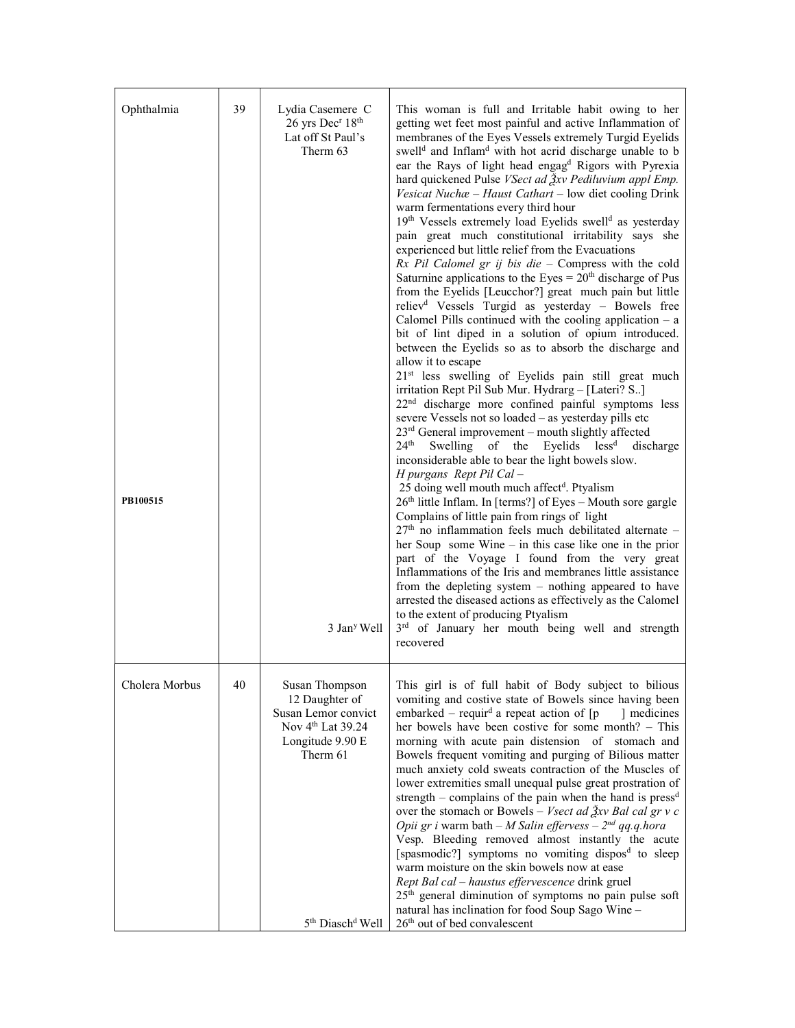| | | | |
|---|---|---|---|
| Ophthalmia<br><br>**PB100515** | 39 | Lydia Casemere C<br>26 yrs Dec[r] 18[th]<br>Lat off St Paul's<br>Therm 63<br><br>3 Jan[y] Well | This woman is full and Irritable habit owing to her getting wet feet most painful and active Inflammation of membranes of the Eyes Vessels extremely Turgid Eyelids swell[d] and Inflam[d] with hot acrid discharge unable to b ear the Rays of light head engag[d] Rigors with Pyrexia hard quickened Pulse *VSect ad ℥xv Pediluvium appl Emp. Vesicat Nuchæ – Haust Cathart* – low diet cooling Drink warm fermentations every third hour<br>19[th] Vessels extremely load Eyelids swell[d] as yesterday pain great much constitutional irritability says she experienced but little relief from the Evacuations<br>*Rx Pil Calomel gr ij bis die* – Compress with the cold Saturnine applications to the Eyes = 20[th] discharge of Pus from the Eyelids [Leucchor?] great much pain but little reliev[d] Vessels Turgid as yesterday – Bowels free Calomel Pills continued with the cooling application – a bit of lint diped in a solution of opium introduced. between the Eyelids so as to absorb the discharge and allow it to escape<br>21[st] less swelling of Eyelids pain still great much irritation Rept Pil Sub Mur. Hydrarg – [Lateri? S..]<br>22[nd] discharge more confined painful symptoms less severe Vessels not so loaded – as yesterday pills etc<br>23[rd] General improvement – mouth slightly affected<br>24[th] Swelling of the Eyelids less[d] discharge inconsiderable able to bear the light bowels slow.<br>*H purgans Rept Pil Cal* –<br>25 doing well mouth much affect[d]. Ptyalism<br>26[th] little Inflam. In [terms?] of Eyes – Mouth sore gargle Complains of little pain from rings of light<br>27[th] no inflammation feels much debilitated alternate – her Soup some Wine – in this case like one in the prior part of the Voyage I found from the very great Inflammations of the Iris and membranes little assistance from the depleting system – nothing appeared to have arrested the diseased actions as effectively as the Calomel to the extent of producing Ptyalism<br>3[rd] of January her mouth being well and strength recovered |
| Cholera Morbus | 40 | Susan Thompson<br>12 Daughter of<br>Susan Lemor convict<br>Nov 4[th] Lat 39.24<br>Longitude 9.90 E<br>Therm 61<br><br>5[th] Diasch[d] Well | This girl is of full habit of Body subject to bilious vomiting and costive state of Bowels since having been embarked – requir[d] a repeat action of [p ] medicines her bowels have been costive for some month? – This morning with acute pain distension of stomach and Bowels frequent vomiting and purging of Bilious matter much anxiety cold sweats contraction of the Muscles of lower extremities small unequal pulse great prostration of strength – complains of the pain when the hand is press[d] over the stomach or Bowels – *Vsect ad ℥xv Bal cal gr v c Opii gr i* warm bath – *M Salin effervess – 2[nd] qq.q.hora*<br>Vesp. Bleeding removed almost instantly the acute [spasmodic?] symptoms no vomiting dispos[d] to sleep warm moisture on the skin bowels now at ease<br>*Rept Bal cal – haustus effervescence* drink gruel<br>25[th] general diminution of symptoms no pain pulse soft natural has inclination for food Soup Sago Wine –<br>26[th] out of bed convalescent |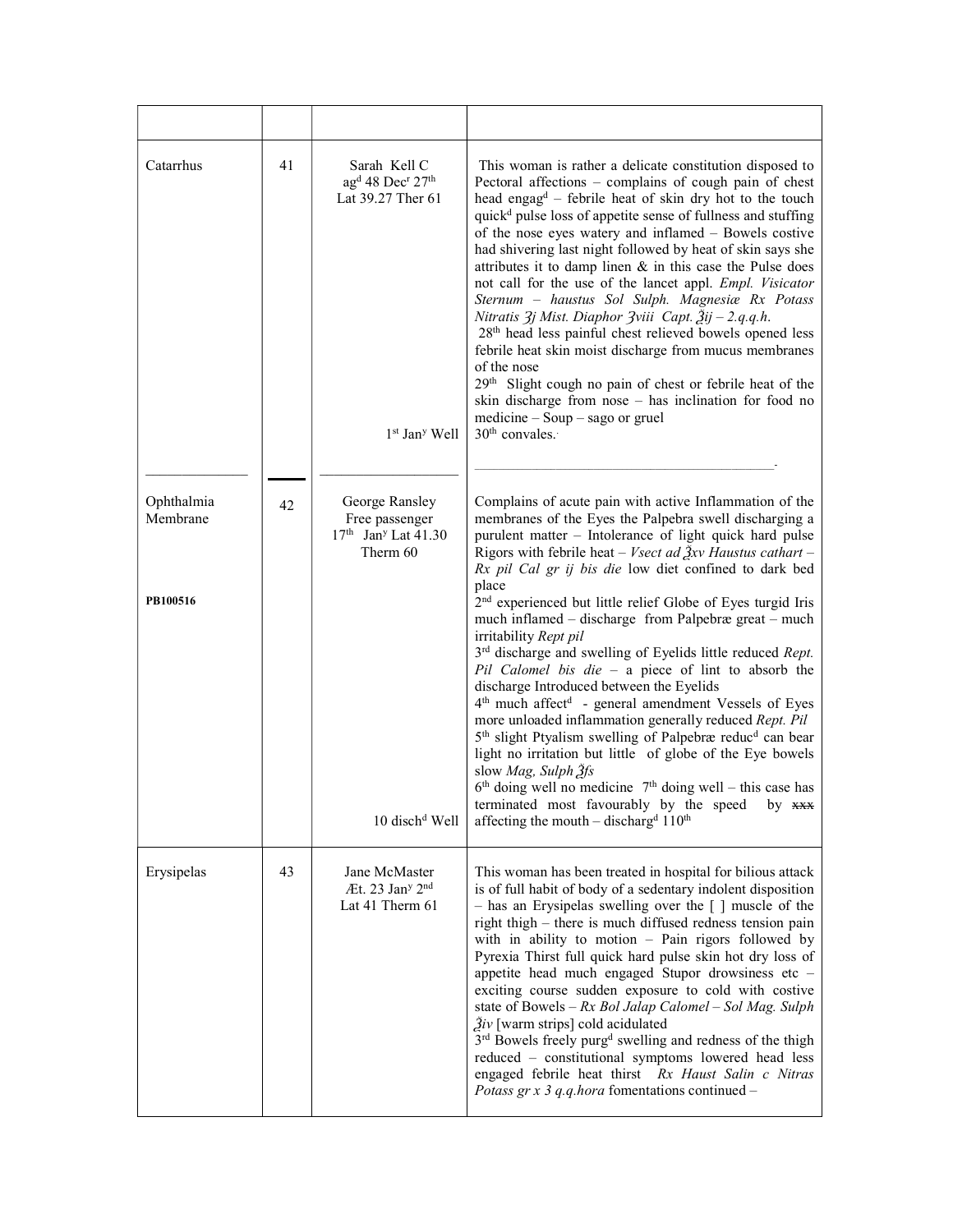| | | | |
|---|---|---|---|
| Catarrhus | 41 | Sarah Kell C ag[d] 48 Dec[r] 27[th] Lat 39.27 Ther 61<br><br>1[st] Jan[y] Well | This woman is rather a delicate constitution disposed to Pectoral affections – complains of cough pain of chest head engag[d] – febrile heat of skin dry hot to the touch quick[d] pulse loss of appetite sense of fullness and stuffing of the nose eyes watery and inflamed – Bowels costive had shivering last night followed by heat of skin says she attributes it to damp linen & in this case the Pulse does not call for the use of the lancet appl. *Empl. Visicator Sternum – haustus Sol Sulph. Magnesiæ Rx Potass Nitratis ʒj Mist. Diaphor ʒviii Capt. ℥ij – 2.q.q.h.*<br>28[th] head less painful chest relieved bowels opened less febrile heat skin moist discharge from mucus membranes of the nose<br>29[th] Slight cough no pain of chest or febrile heat of the skin discharge from nose – has inclination for food no medicine – Soup – sago or gruel<br>30[th] convales. |
| Ophthalmia Membrane<br><br>**PB100516** | 42 | George Ransley Free passenger 17[th] Jan[y] Lat 41.30 Therm 60<br><br>10 disch[d] Well | Complains of acute pain with active Inflammation of the membranes of the Eyes the Palpebra swell discharging a purulent matter – Intolerance of light quick hard pulse Rigors with febrile heat – *Vsect ad ℥xv Haustus cathart – Rx pil Cal gr ij bis die* low diet confined to dark bed place<br>2[nd] experienced but little relief Globe of Eyes turgid Iris much inflamed – discharge from Palpebræ great – much irritability *Rept pil*<br>3[rd] discharge and swelling of Eyelids little reduced *Rept. Pil Calomel bis die* – a piece of lint to absorb the discharge Introduced between the Eyelids<br>4[th] much affect[d] - general amendment Vessels of Eyes more unloaded inflammation generally reduced *Rept. Pil*<br>5[th] slight Ptyalism swelling of Palpebræ reduc[d] can bear light no irritation but little of globe of the Eye bowels slow *Mag, Sulph ℥fs*<br>6[th] doing well no medicine 7[th] doing well – this case has terminated most favourably by the speed by ~~xxx~~ affecting the mouth – discharg[d] 110[th] |
| Erysipelas | 43 | Jane McMaster Æt. 23 Jan[y] 2[nd] Lat 41 Therm 61 | This woman has been treated in hospital for bilious attack is of full habit of body of a sedentary indolent disposition – has an Erysipelas swelling over the [ ] muscle of the right thigh – there is much diffused redness tension pain with in ability to motion – Pain rigors followed by Pyrexia Thirst full quick hard pulse skin hot dry loss of appetite head much engaged Stupor drowsiness etc – exciting course sudden exposure to cold with costive state of Bowels – *Rx Bol Jalap Calomel – Sol Mag. Sulph ℥iv* [warm strips] cold acidulated<br>3[rd] Bowels freely purg[d] swelling and redness of the thigh reduced – constitutional symptoms lowered head less engaged febrile heat thirst *Rx Haust Salin c Nitras Potass gr x 3 q.q.hora* fomentations continued – |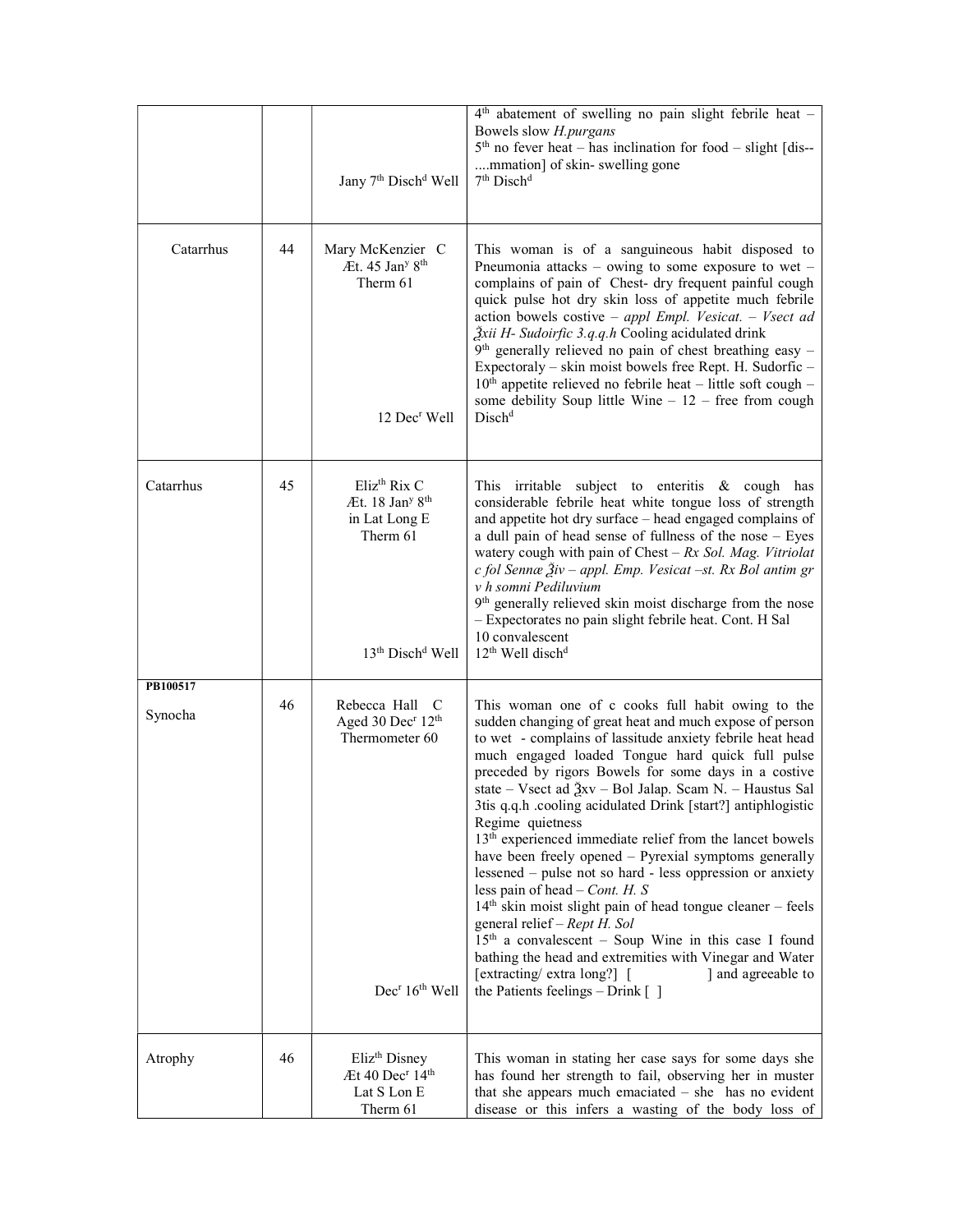| | | | |
|---|---|---|---|
| | | Jany 7th Dischd Well | 4th abatement of swelling no pain slight febrile heat – Bowels slow *H.purgans*<br>5th no fever heat – has inclination for food – slight [dis--....mmation] of skin- swelling gone<br>7th Dischd |
| Catarrhus | 44 | Mary McKenzier C<br>Æt. 45 Jany 8th<br>Therm 61<br><br>12 Decr Well | This woman is of a sanguineous habit disposed to Pneumonia attacks – owing to some exposure to wet – complains of pain of Chest- dry frequent painful cough quick pulse hot dry skin loss of appetite much febrile action bowels costive – *appl Empl. Vesicat. – Vsect ad ℥xii H- Sudoirfic 3.q.q.h* Cooling acidulated drink<br>9th generally relieved no pain of chest breathing easy – Expectoraly – skin moist bowels free Rept. H. Sudorfic – 10th appetite relieved no febrile heat – little soft cough – some debility Soup little Wine – 12 – free from cough Dischd |
| Catarrhus | 45 | Elizth Rix C<br>Æt. 18 Jany 8th<br>in Lat Long E<br>Therm 61<br><br>13th Dischd Well | This irritable subject to enteritis & cough has considerable febrile heat white tongue loss of strength and appetite hot dry surface – head engaged complains of a dull pain of head sense of fullness of the nose – Eyes watery cough with pain of Chest – *Rx Sol. Mag. Vitriolat c fol Sennæ ℥iv – appl. Emp. Vesicat –st. Rx Bol antim gr v h somni Pediluvium*<br>9th generally relieved skin moist discharge from the nose – Expectorates no pain slight febrile heat. Cont. H Sal<br>10 convalescent<br>12th Well dischd |
| **PB100517**<br>Synocha | 46 | Rebecca Hall C<br>Aged 30 Decr 12th<br>Thermometer 60<br><br>Decr 16th Well | This woman one of c cooks full habit owing to the sudden changing of great heat and much expose of person to wet - complains of lassitude anxiety febrile heat head much engaged loaded Tongue hard quick full pulse preceded by rigors Bowels for some days in a costive state – Vsect ad ℥xv – Bol Jalap. Scam N. – Haustus Sal 3tis q.q.h .cooling acidulated Drink [start?] antiphlogistic Regime quietness<br>13th experienced immediate relief from the lancet bowels have been freely opened – Pyrexial symptoms generally lessened – pulse not so hard - less oppression or anxiety less pain of head – *Cont. H. S*<br>14th skin moist slight pain of head tongue cleaner – feels general relief – *Rept H. Sol*<br>15th a convalescent – Soup Wine in this case I found bathing the head and extremities with Vinegar and Water [extracting/ extra long?] [ ] and agreeable to the Patients feelings – Drink [ ] |
| Atrophy | 46 | Elizth Disney<br>Æt 40 Decr 14th<br>Lat S Lon E<br>Therm 61 | This woman in stating her case says for some days she has found her strength to fail, observing her in muster that she appears much emaciated – she has no evident disease or this infers a wasting of the body loss of |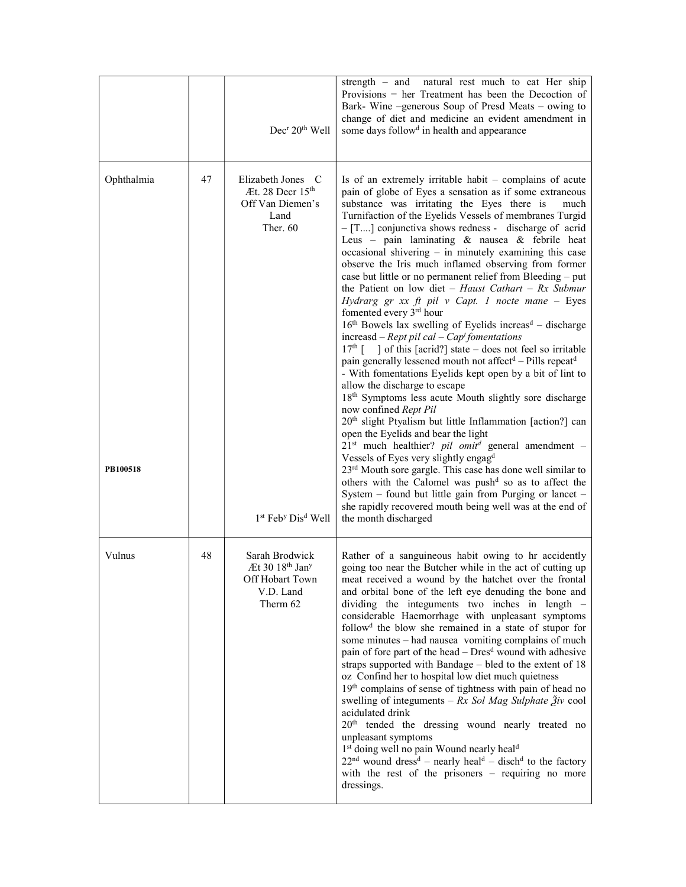| | | | |
|---|---|---|---|
| | | Dec[r] 20[th] Well | strength – and natural rest much to eat Her ship Provisions = her Treatment has been the Decoction of Bark- Wine –generous Soup of Presd Meats – owing to change of diet and medicine an evident amendment in some days follow[d] in health and appearance |
| Ophthalmia<br><br>PB100518 | 47 | Elizabeth Jones C<br>Æt. 28 Decr 15[th]<br>Off Van Diemen's Land<br>Ther. 60<br><br>1[st] Feb[y] Dis[d] Well | Is of an extremely irritable habit – complains of acute pain of globe of Eyes a sensation as if some extraneous substance was irritating the Eyes there is much Turnifaction of the Eyelids Vessels of membranes Turgid – [T....] conjunctiva shows redness - discharge of acrid Leus – pain laminating & nausea & febrile heat occasional shivering – in minutely examining this case observe the Iris much inflamed observing from former case but little or no permanent relief from Bleeding – put the Patient on low diet – *Haust Cathart – Rx Submur Hydrarg gr xx ft pil v Capt. 1 nocte mane* – Eyes fomented every 3[rd] hour<br>16[th] Bowels lax swelling of Eyelids increas[d] – discharge increasd – *Rept pil cal – Cap[t] fomentations*<br>17[th] [ ] of this [acrid?] state – does not feel so irritable pain generally lessened mouth not affect[d] – Pills repeat[d] - With fomentations Eyelids kept open by a bit of lint to allow the discharge to escape<br>18[th] Symptoms less acute Mouth slightly sore discharge now confined *Rept Pil*<br>20[th] slight Ptyalism but little Inflammation [action?] can open the Eyelids and bear the light<br>21[st] much healthier? *pil omit[d]* general amendment – Vessels of Eyes very slightly engag[d]<br>23[rd] Mouth sore gargle. This case has done well similar to others with the Calomel was push[d] so as to affect the System – found but little gain from Purging or lancet – she rapidly recovered mouth being well was at the end of the month discharged |
| Vulnus | 48 | Sarah Brodwick<br>Æt 30 18[th] Jan[y]<br>Off Hobart Town<br>V.D. Land<br>Therm 62 | Rather of a sanguineous habit owing to hr accidently going too near the Butcher while in the act of cutting up meat received a wound by the hatchet over the frontal and orbital bone of the left eye denuding the bone and dividing the integuments two inches in length – considerable Haemorrhage with unpleasant symptoms follow[d] the blow she remained in a state of stupor for some minutes – had nausea vomiting complains of much pain of fore part of the head – Dres[d] wound with adhesive straps supported with Bandage – bled to the extent of 18 oz Confind her to hospital low diet much quietness<br>19[th] complains of sense of tightness with pain of head no swelling of integuments – *Rx Sol Mag Sulphate ℥iv* cool acidulated drink<br>20[th] tended the dressing wound nearly treated no unpleasant symptoms<br>1[st] doing well no pain Wound nearly heal[d]<br>22[nd] wound dress[d] – nearly heal[d] – disch[d] to the factory with the rest of the prisoners – requiring no more dressings. |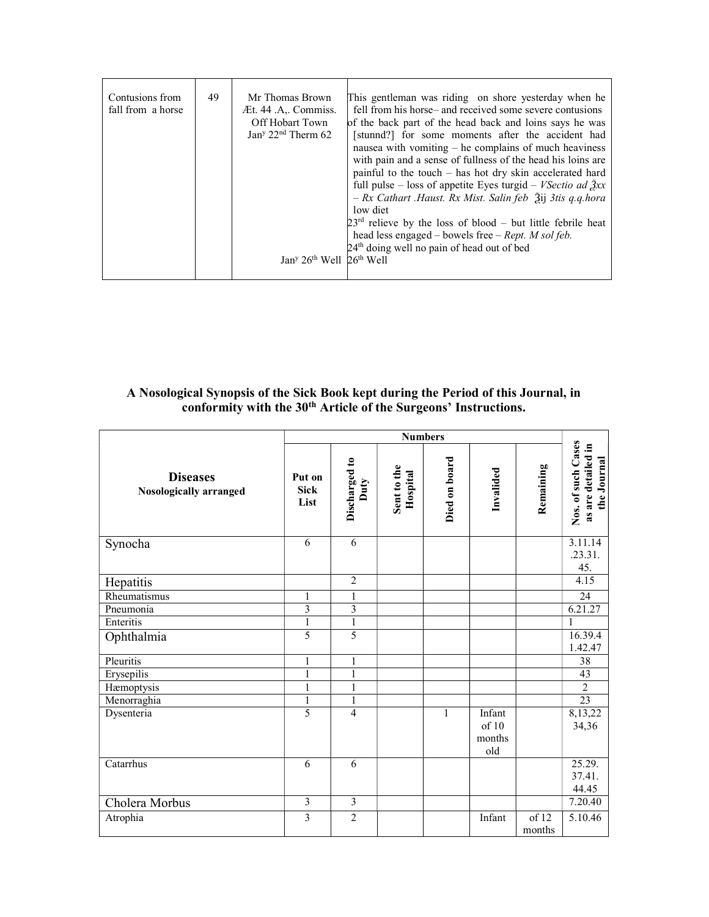| | | | |
|---|---|---|---|
| Contusions from fall from a horse | 49 | Mr Thomas Brown Æt. 44 .A,. Commiss. Off Hobart Town Jan^y 22nd Therm 62<br><br>Jan^y 26th Well | This gentleman was riding on shore yesterday when he fell from his horse– and received some severe contusions of the back part of the head back and loins says he was [stunnd?] for some moments after the accident had nausea with vomiting – he complains of much heaviness with pain and a sense of fullness of the head his loins are painful to the touch – has hot dry skin accelerated hard full pulse – loss of appetite Eyes turgid – *VSectio ad ℥xx – Rx Cathart .Haust. Rx Mist. Salin feb* ℥ij *3tis q.q.hora* low diet<br>23rd relieve by the loss of blood – but little febrile heat head less engaged – bowels free – *Rept. M sol feb.*<br>24th doing well no pain of head out of bed<br>26th Well |

**A Nosological Synopsis of the Sick Book kept during the Period of this Journal, in conformity with the 30th Article of the Surgeons' Instructions.**

| **Diseases** Nosologically arranged | **Numbers** | | | | | | **Nos. of such Cases as are detailed in the Journal** |
|---|---|---|---|---|---|---|---|
| | **Put on Sick List** | **Discharged to Duty** | **Sent to the Hospital** | **Died on board** | **Invalided** | **Remaining** | |
| Synocha | 6 | 6 | | | | | 3.11.14 .23.31. 45. |
| Hepatitis | | 2 | | | | | 4.15 |
| Rheumatismus | 1 | 1 | | | | | 24 |
| Pneumonia | 3 | 3 | | | | | 6.21.27 |
| Enteritis | 1 | 1 | | | | | 1 |
| Ophthalmia | 5 | 5 | | | | | 16.39.4 1.42.47 |
| Pleuritis | 1 | 1 | | | | | 38 |
| Erysepilis | 1 | 1 | | | | | 43 |
| Hæmoptysis | 1 | 1 | | | | | 2 |
| Menorraghia | 1 | 1 | | | | | 23 |
| Dysenteria | 5 | 4 | | 1 | Infant of 10 months old | | 8,13,22 34,36 |
| Catarrhus | 6 | 6 | | | | | 25.29. 37.41. 44.45 |
| Cholera Morbus | 3 | 3 | | | | | 7.20.40 |
| Atrophia | 3 | 2 | | | Infant | of 12 months | 5.10.46 |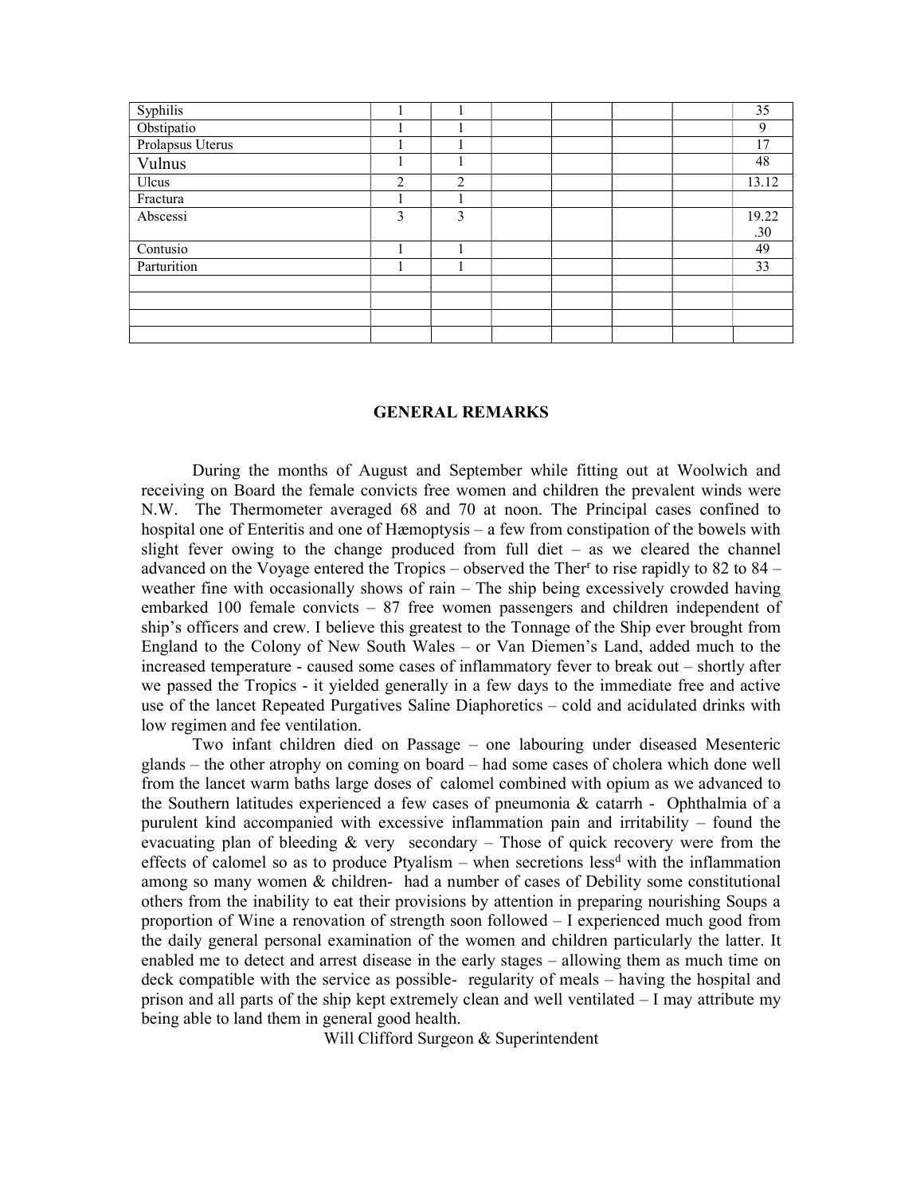| | | | | | | | |
|---|---|---|---|---|---|---|---|
| Syphilis | 1 | 1 | | | | | 35 |
| Obstipatio | 1 | 1 | | | | | 9 |
| Prolapsus Uterus | 1 | 1 | | | | | 17 |
| Vulnus | 1 | 1 | | | | | 48 |
| Ulcus | 2 | 2 | | | | | 13.12 |
| Fractura | 1 | 1 | | | | | |
| Abscessi | 3 | 3 | | | | | 19.22 .30 |
| Contusio | 1 | 1 | | | | | 49 |
| Parturition | 1 | 1 | | | | | 33 |
| | | | | | | | |
| | | | | | | | |
| | | | | | | | |
| | | | | | | | |

## GENERAL REMARKS

During the months of August and September while fitting out at Woolwich and receiving on Board the female convicts free women and children the prevalent winds were N.W. The Thermometer averaged 68 and 70 at noon. The Principal cases confined to hospital one of Enteritis and one of Hæmoptysis – a few from constipation of the bowels with slight fever owing to the change produced from full diet – as we cleared the channel advanced on the Voyage entered the Tropics – observed the Ther[r] to rise rapidly to 82 to 84 – weather fine with occasionally shows of rain – The ship being excessively crowded having embarked 100 female convicts – 87 free women passengers and children independent of ship's officers and crew. I believe this greatest to the Tonnage of the Ship ever brought from England to the Colony of New South Wales – or Van Diemen's Land, added much to the increased temperature - caused some cases of inflammatory fever to break out – shortly after we passed the Tropics - it yielded generally in a few days to the immediate free and active use of the lancet Repeated Purgatives Saline Diaphoretics – cold and acidulated drinks with low regimen and fee ventilation.

Two infant children died on Passage – one labouring under diseased Mesenteric glands – the other atrophy on coming on board – had some cases of cholera which done well from the lancet warm baths large doses of calomel combined with opium as we advanced to the Southern latitudes experienced a few cases of pneumonia & catarrh - Ophthalmia of a purulent kind accompanied with excessive inflammation pain and irritability – found the evacuating plan of bleeding & very secondary – Those of quick recovery were from the effects of calomel so as to produce Ptyalism – when secretions less[d] with the inflammation among so many women & children- had a number of cases of Debility some constitutional others from the inability to eat their provisions by attention in preparing nourishing Soups a proportion of Wine a renovation of strength soon followed – I experienced much good from the daily general personal examination of the women and children particularly the latter. It enabled me to detect and arrest disease in the early stages – allowing them as much time on deck compatible with the service as possible- regularity of meals – having the hospital and prison and all parts of the ship kept extremely clean and well ventilated – I may attribute my being able to land them in general good health.

Will Clifford Surgeon & Superintendent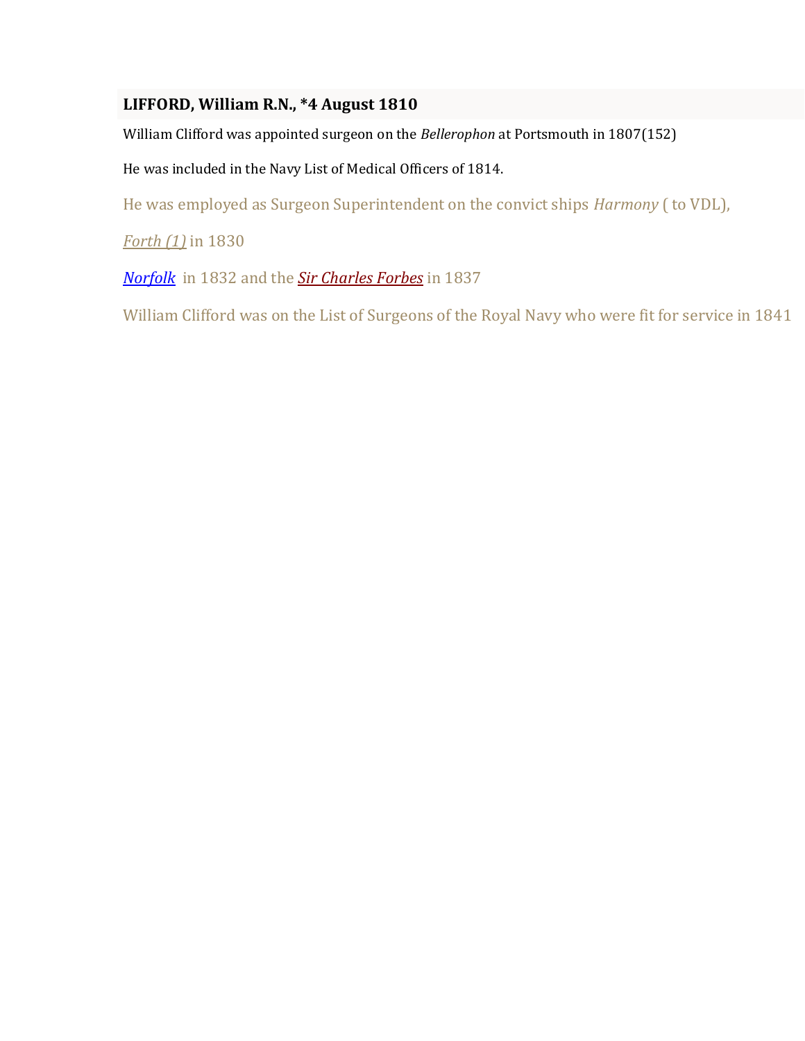## LIFFORD, William R.N., *4 August 1810

William Clifford was appointed surgeon on the *Bellerophon* at Portsmouth in 1807(152)

He was included in the Navy List of Medical Officers of 1814.

He was employed as Surgeon Superintendent on the convict ships *Harmony* ( to VDL),

*Forth (1)* in 1830

*Norfolk* in 1832 and the *Sir Charles Forbes* in 1837

William Clifford was on the List of Surgeons of the Royal Navy who were fit for service in 1841